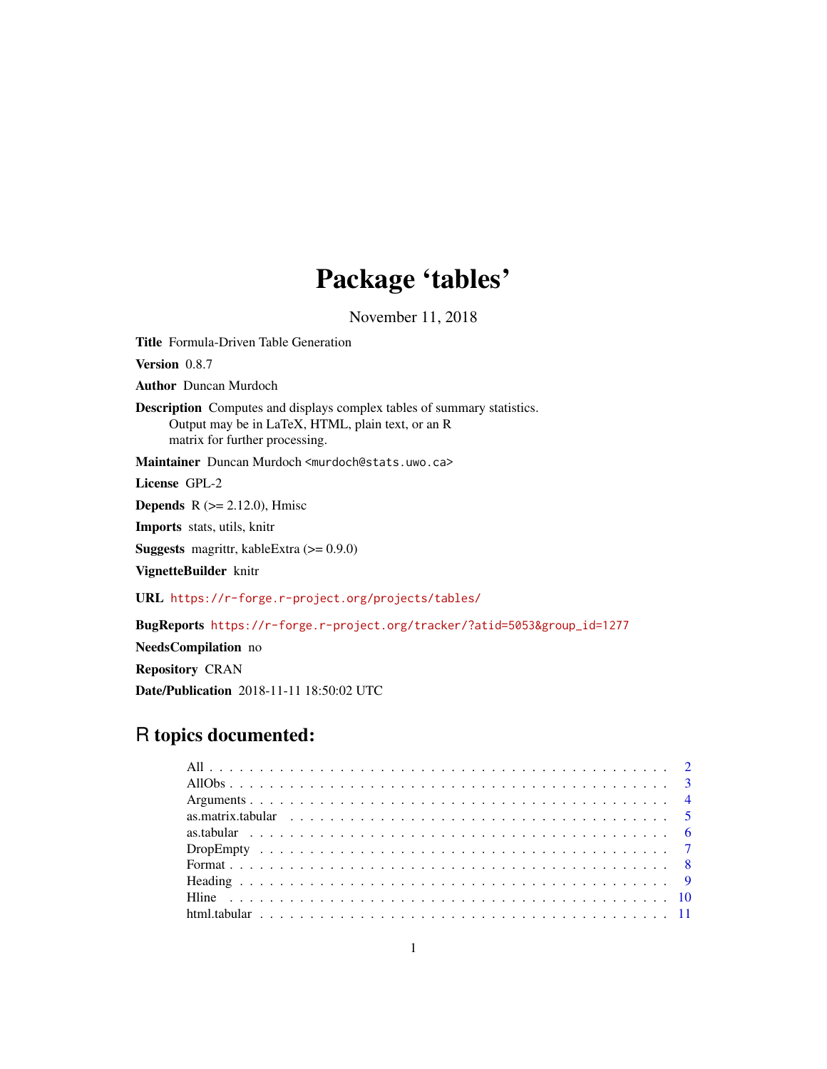# Package 'tables'

November 11, 2018

**Title** Formula-Driven Table Generation

**Version** 0.8.7

**Author** Duncan Murdoch

**Description** Computes and displays complex tables of summary statistics.
Output may be in LaTeX, HTML, plain text, or an R
matrix for further processing.

**Maintainer** Duncan Murdoch <murdoch@stats.uwo.ca>

**License** GPL-2

**Depends** R (>= 2.12.0), Hmisc

**Imports** stats, utils, knitr

**Suggests** magrittr, kableExtra (>= 0.9.0)

**VignetteBuilder** knitr

**URL** https://r-forge.r-project.org/projects/tables/

**BugReports** https://r-forge.r-project.org/tracker/?atid=5053&group_id=1277

**NeedsCompilation** no

**Repository** CRAN

**Date/Publication** 2018-11-11 18:50:02 UTC

## R topics documented:

- All . . . . . . . . . . . . . . . . . . . . . . . . . . . . . . . . . . . . . . . . . . . . 2
- AllObs . . . . . . . . . . . . . . . . . . . . . . . . . . . . . . . . . . . . . . . . . . . 3
- Arguments . . . . . . . . . . . . . . . . . . . . . . . . . . . . . . . . . . . . . . . . . 4
- as.matrix.tabular . . . . . . . . . . . . . . . . . . . . . . . . . . . . . . . . . . . . 5
- as.tabular . . . . . . . . . . . . . . . . . . . . . . . . . . . . . . . . . . . . . . . . 6
- DropEmpty . . . . . . . . . . . . . . . . . . . . . . . . . . . . . . . . . . . . . . . . 7
- Format . . . . . . . . . . . . . . . . . . . . . . . . . . . . . . . . . . . . . . . . . . 8
- Heading . . . . . . . . . . . . . . . . . . . . . . . . . . . . . . . . . . . . . . . . . 9
- Hline . . . . . . . . . . . . . . . . . . . . . . . . . . . . . . . . . . . . . . . . . . 10
- html.tabular . . . . . . . . . . . . . . . . . . . . . . . . . . . . . . . . . . . . . . 11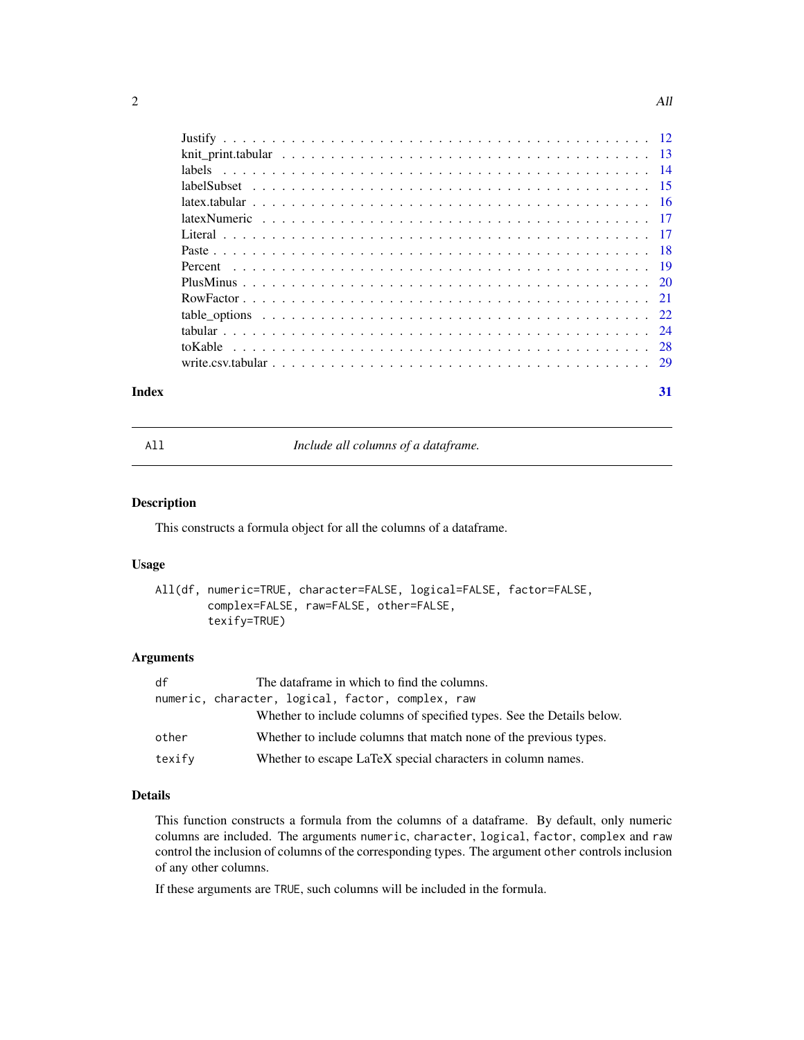| | |
|---|---|
| Justify | 12 |
| knit_print.tabular | 13 |
| labels | 14 |
| labelSubset | 15 |
| latex.tabular | 16 |
| latexNumeric | 17 |
| Literal | 17 |
| Paste | 18 |
| Percent | 19 |
| PlusMinus | 20 |
| RowFactor | 21 |
| table_options | 22 |
| tabular | 24 |
| toKable | 28 |
| write.csv.tabular | 29 |

**Index** **31**

---

## All — *Include all columns of a dataframe.*

---

### Description

This constructs a formula object for all the columns of a dataframe.

### Usage

```
All(df, numeric=TRUE, character=FALSE, logical=FALSE, factor=FALSE,
        complex=FALSE, raw=FALSE, other=FALSE,
        texify=TRUE)
```

### Arguments

`df` The dataframe in which to find the columns.

`numeric, character, logical, factor, complex, raw`
Whether to include columns of specified types. See the Details below.

`other` Whether to include columns that match none of the previous types.

`texify` Whether to escape LaTeX special characters in column names.

### Details

This function constructs a formula from the columns of a dataframe. By default, only numeric columns are included. The arguments `numeric`, `character`, `logical`, `factor`, `complex` and `raw` control the inclusion of columns of the corresponding types. The argument `other` controls inclusion of any other columns.

If these arguments are `TRUE`, such columns will be included in the formula.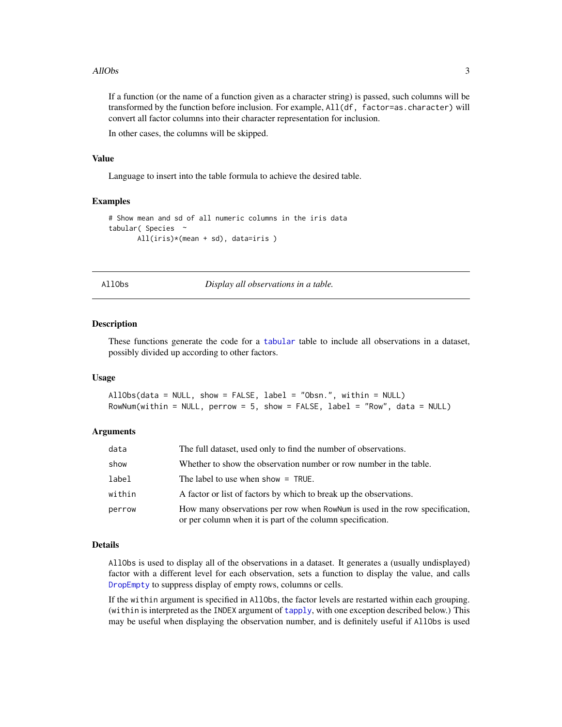If a function (or the name of a function given as a character string) is passed, such columns will be transformed by the function before inclusion. For example, `All(df, factor=as.character)` will convert all factor columns into their character representation for inclusion.

In other cases, the columns will be skipped.

### Value

Language to insert into the table formula to achieve the desired table.

### Examples

```
# Show mean and sd of all numeric columns in the iris data
tabular( Species  ~
       All(iris)*(mean + sd), data=iris )
```

---

## AllObs — *Display all observations in a table.*

---

### Description

These functions generate the code for a `tabular` table to include all observations in a dataset, possibly divided up according to other factors.

### Usage

```
AllObs(data = NULL, show = FALSE, label = "Obsn.", within = NULL)
RowNum(within = NULL, perrow = 5, show = FALSE, label = "Row", data = NULL)
```

### Arguments

| Argument | Description |
|---|---|
| `data` | The full dataset, used only to find the number of observations. |
| `show` | Whether to show the observation number or row number in the table. |
| `label` | The label to use when `show = TRUE`. |
| `within` | A factor or list of factors by which to break up the observations. |
| `perrow` | How many observations per row when `RowNum` is used in the row specification, or per column when it is part of the column specification. |

### Details

`AllObs` is used to display all of the observations in a dataset. It generates a (usually undisplayed) factor with a different level for each observation, sets a function to display the value, and calls `DropEmpty` to suppress display of empty rows, columns or cells.

If the `within` argument is specified in `AllObs`, the factor levels are restarted within each grouping. (`within` is interpreted as the `INDEX` argument of `tapply`, with one exception described below.) This may be useful when displaying the observation number, and is definitely useful if `AllObs` is used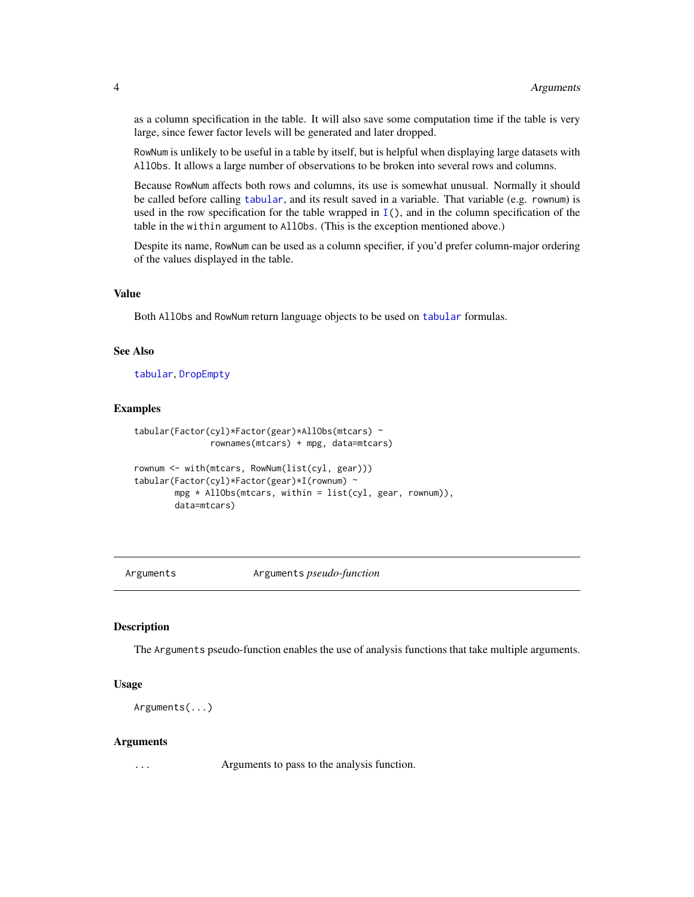as a column specification in the table. It will also save some computation time if the table is very large, since fewer factor levels will be generated and later dropped.

RowNum is unlikely to be useful in a table by itself, but is helpful when displaying large datasets with AllObs. It allows a large number of observations to be broken into several rows and columns.

Because RowNum affects both rows and columns, its use is somewhat unusual. Normally it should be called before calling tabular, and its result saved in a variable. That variable (e.g. rownum) is used in the row specification for the table wrapped in I(), and in the column specification of the table in the within argument to AllObs. (This is the exception mentioned above.)

Despite its name, RowNum can be used as a column specifier, if you'd prefer column-major ordering of the values displayed in the table.

### Value

Both AllObs and RowNum return language objects to be used on tabular formulas.

### See Also

tabular, DropEmpty

### Examples

```
tabular(Factor(cyl)*Factor(gear)*AllObs(mtcars) ~
              rownames(mtcars) + mpg, data=mtcars)

rownum <- with(mtcars, RowNum(list(cyl, gear)))
tabular(Factor(cyl)*Factor(gear)*I(rownum) ~
        mpg * AllObs(mtcars, within = list(cyl, gear, rownum)),
        data=mtcars)
```

---

## Arguments — Arguments *pseudo-function*

### Description

The Arguments pseudo-function enables the use of analysis functions that take multiple arguments.

### Usage

```
Arguments(...)
```

### Arguments

| | |
|---|---|
| ... | Arguments to pass to the analysis function. |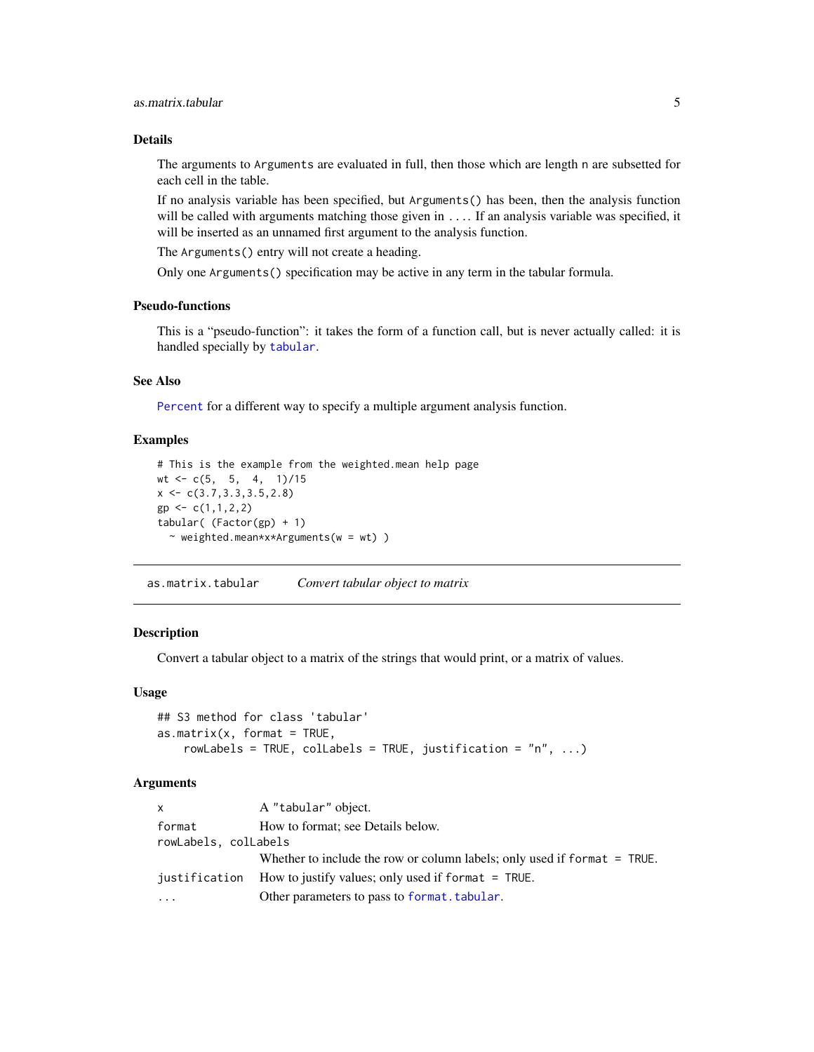### Details

The arguments to `Arguments` are evaluated in full, then those which are length `n` are subsetted for each cell in the table.

If no analysis variable has been specified, but `Arguments()` has been, then the analysis function will be called with arguments matching those given in `...`. If an analysis variable was specified, it will be inserted as an unnamed first argument to the analysis function.

The `Arguments()` entry will not create a heading.

Only one `Arguments()` specification may be active in any term in the tabular formula.

### Pseudo-functions

This is a "pseudo-function": it takes the form of a function call, but is never actually called: it is handled specially by `tabular`.

### See Also

`Percent` for a different way to specify a multiple argument analysis function.

### Examples

```
# This is the example from the weighted.mean help page
wt <- c(5,  5,  4,  1)/15
x <- c(3.7,3.3,3.5,2.8)
gp <- c(1,1,2,2)
tabular( (Factor(gp) + 1)
  ~ weighted.mean*x*Arguments(w = wt) )
```

---

## as.matrix.tabular    *Convert tabular object to matrix*

---

### Description

Convert a tabular object to a matrix of the strings that would print, or a matrix of values.

### Usage

```
## S3 method for class 'tabular'
as.matrix(x, format = TRUE,
    rowLabels = TRUE, colLabels = TRUE, justification = "n", ...)
```

### Arguments

| | |
|---|---|
| `x` | A `"tabular"` object. |
| `format` | How to format; see Details below. |
| `rowLabels, colLabels` | Whether to include the row or column labels; only used if `format = TRUE`. |
| `justification` | How to justify values; only used if `format = TRUE`. |
| `...` | Other parameters to pass to `format.tabular`. |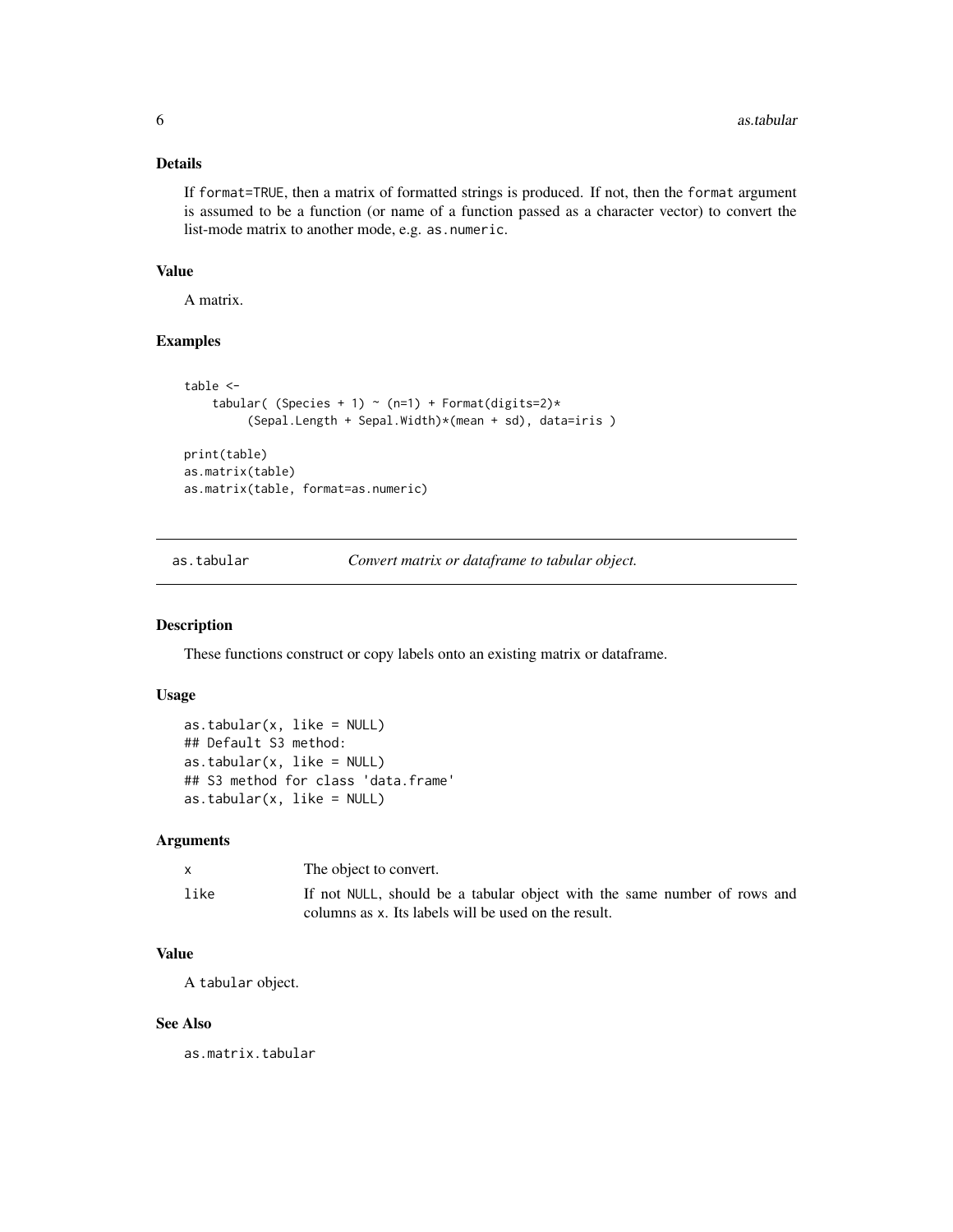### Details

If `format=TRUE`, then a matrix of formatted strings is produced. If not, then the `format` argument is assumed to be a function (or name of a function passed as a character vector) to convert the list-mode matrix to another mode, e.g. `as.numeric`.

### Value

A matrix.

### Examples

```
table <-
    tabular( (Species + 1) ~ (n=1) + Format(digits=2)*
         (Sepal.Length + Sepal.Width)*(mean + sd), data=iris )

print(table)
as.matrix(table)
as.matrix(table, format=as.numeric)
```

---

## as.tabular — *Convert matrix or dataframe to tabular object.*

---

### Description

These functions construct or copy labels onto an existing matrix or dataframe.

### Usage

```
as.tabular(x, like = NULL)
## Default S3 method:
as.tabular(x, like = NULL)
## S3 method for class 'data.frame'
as.tabular(x, like = NULL)
```

### Arguments

| | |
|---|---|
| `x` | The object to convert. |
| `like` | If not `NULL`, should be a tabular object with the same number of rows and columns as `x`. Its labels will be used on the result. |

### Value

A `tabular` object.

### See Also

`as.matrix.tabular`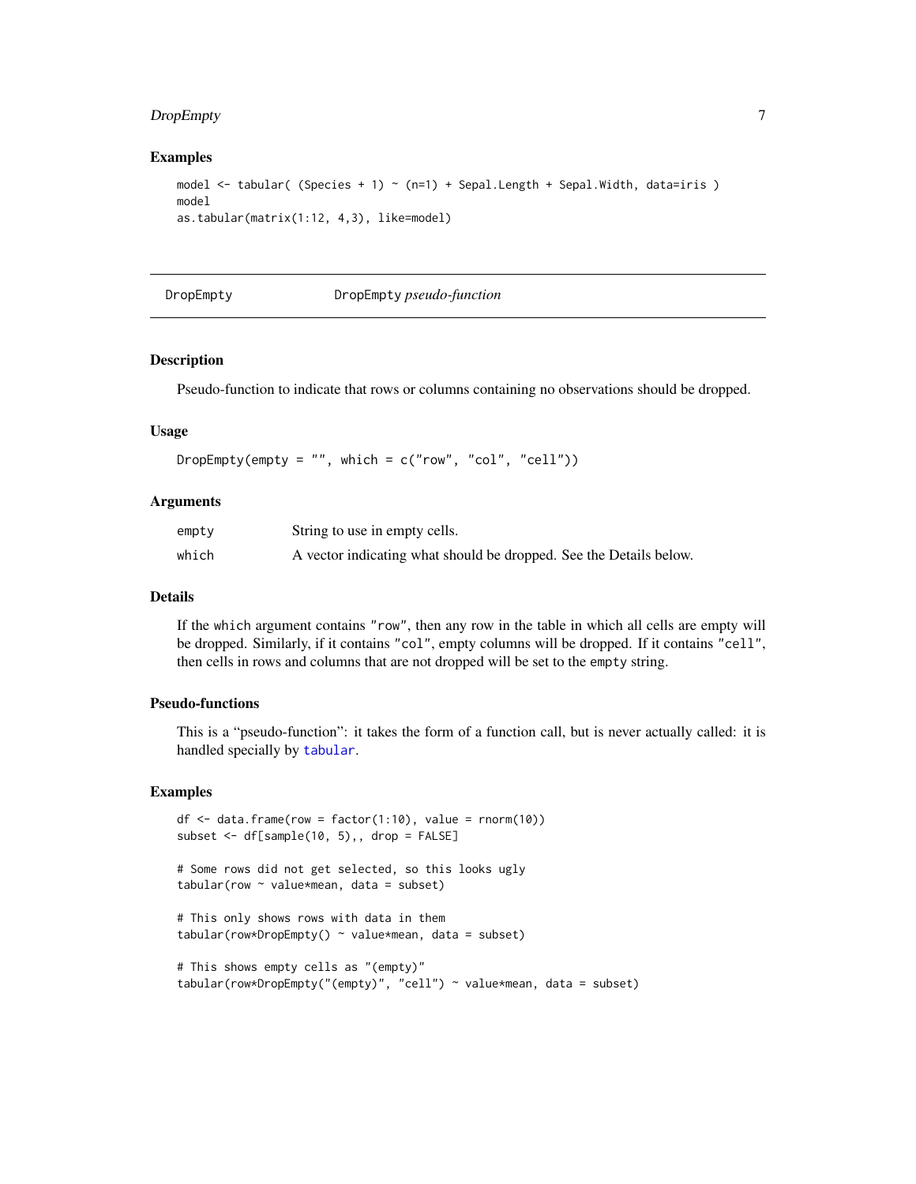### Examples

```
model <- tabular( (Species + 1) ~ (n=1) + Sepal.Length + Sepal.Width, data=iris )
model
as.tabular(matrix(1:12, 4,3), like=model)
```

---

## DropEmpty    DropEmpty *pseudo-function*

---

### Description

Pseudo-function to indicate that rows or columns containing no observations should be dropped.

### Usage

```
DropEmpty(empty = "", which = c("row", "col", "cell"))
```

### Arguments

| | |
|---|---|
| empty | String to use in empty cells. |
| which | A vector indicating what should be dropped. See the Details below. |

### Details

If the `which` argument contains `"row"`, then any row in the table in which all cells are empty will be dropped. Similarly, if it contains `"col"`, empty columns will be dropped. If it contains `"cell"`, then cells in rows and columns that are not dropped will be set to the `empty` string.

### Pseudo-functions

This is a "pseudo-function": it takes the form of a function call, but is never actually called: it is handled specially by `tabular`.

### Examples

```
df <- data.frame(row = factor(1:10), value = rnorm(10))
subset <- df[sample(10, 5),, drop = FALSE]

# Some rows did not get selected, so this looks ugly
tabular(row ~ value*mean, data = subset)

# This only shows rows with data in them
tabular(row*DropEmpty() ~ value*mean, data = subset)

# This shows empty cells as "(empty)"
tabular(row*DropEmpty("(empty)", "cell") ~ value*mean, data = subset)
```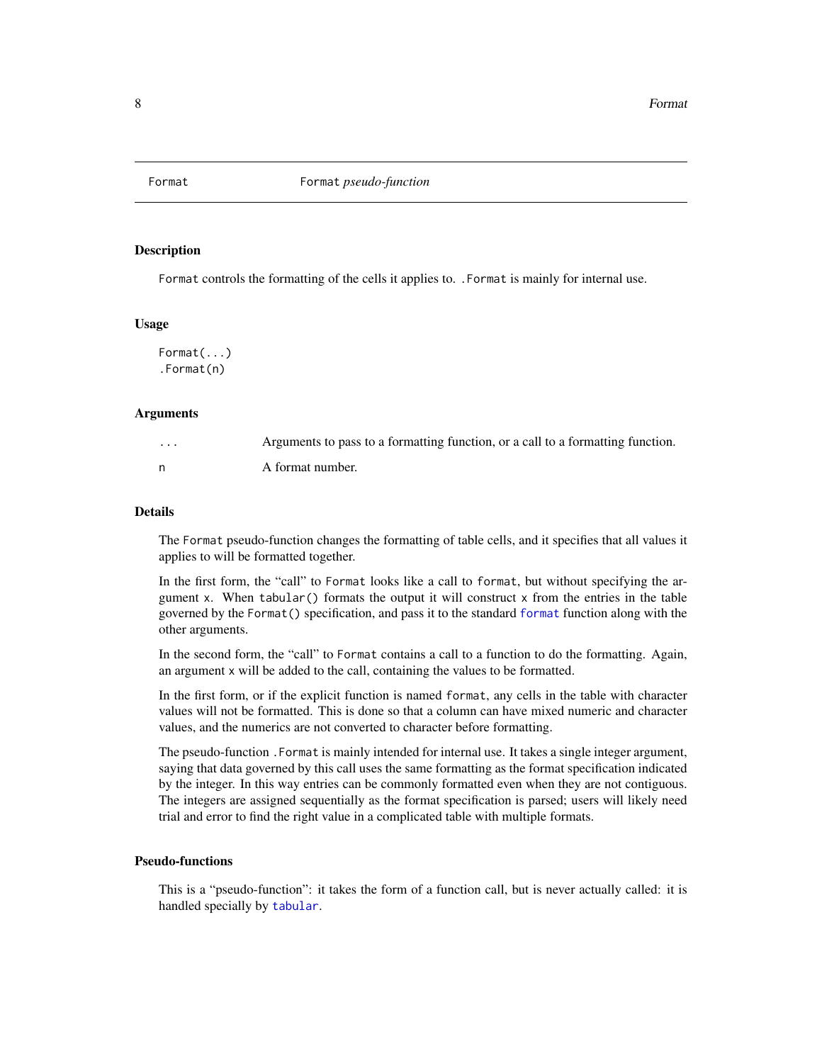Format *Format pseudo-function*

## Description

`Format` controls the formatting of the cells it applies to. `.Format` is mainly for internal use.

## Usage

```
Format(...)
.Format(n)
```

## Arguments

| | |
|---|---|
| `...` | Arguments to pass to a formatting function, or a call to a formatting function. |
| `n` | A format number. |

## Details

The `Format` pseudo-function changes the formatting of table cells, and it specifies that all values it applies to will be formatted together.

In the first form, the "call" to `Format` looks like a call to `format`, but without specifying the argument `x`. When `tabular()` formats the output it will construct `x` from the entries in the table governed by the `Format()` specification, and pass it to the standard `format` function along with the other arguments.

In the second form, the "call" to `Format` contains a call to a function to do the formatting. Again, an argument `x` will be added to the call, containing the values to be formatted.

In the first form, or if the explicit function is named `format`, any cells in the table with character values will not be formatted. This is done so that a column can have mixed numeric and character values, and the numerics are not converted to character before formatting.

The pseudo-function `.Format` is mainly intended for internal use. It takes a single integer argument, saying that data governed by this call uses the same formatting as the format specification indicated by the integer. In this way entries can be commonly formatted even when they are not contiguous. The integers are assigned sequentially as the format specification is parsed; users will likely need trial and error to find the right value in a complicated table with multiple formats.

## Pseudo-functions

This is a "pseudo-function": it takes the form of a function call, but is never actually called: it is handled specially by `tabular`.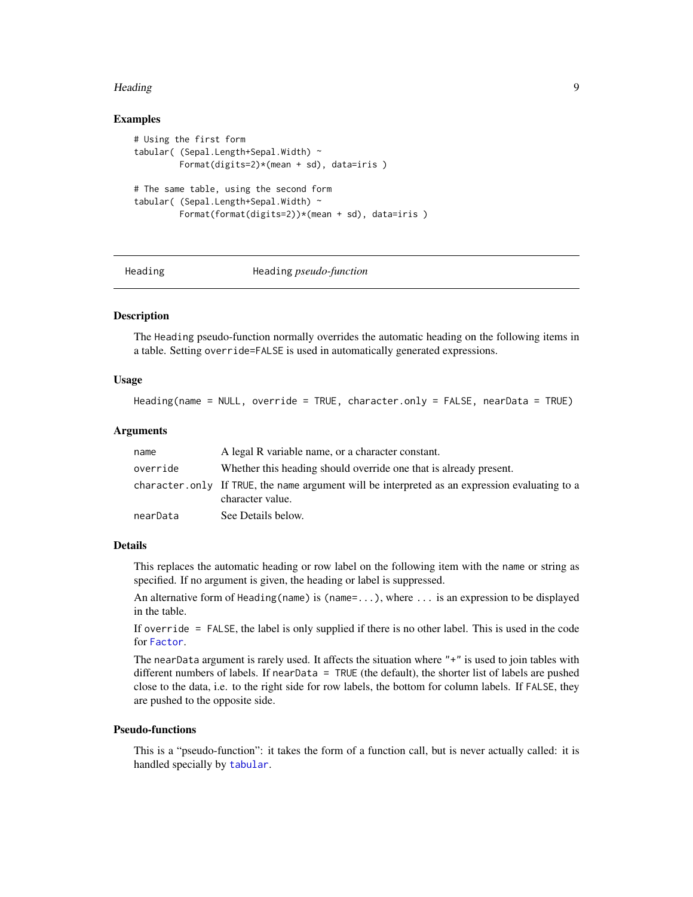## Examples

```
# Using the first form
tabular( (Sepal.Length+Sepal.Width) ~
         Format(digits=2)*(mean + sd), data=iris )

# The same table, using the second form
tabular( (Sepal.Length+Sepal.Width) ~
         Format(format(digits=2))*(mean + sd), data=iris )
```

---

# Heading — Heading *pseudo-function*

---

## Description

The `Heading` pseudo-function normally overrides the automatic heading on the following items in a table. Setting `override=FALSE` is used in automatically generated expressions.

## Usage

```
Heading(name = NULL, override = TRUE, character.only = FALSE, nearData = TRUE)
```

## Arguments

| | |
|---|---|
| `name` | A legal R variable name, or a character constant. |
| `override` | Whether this heading should override one that is already present. |
| `character.only` | If `TRUE`, the `name` argument will be interpreted as an expression evaluating to a character value. |
| `nearData` | See Details below. |

## Details

This replaces the automatic heading or row label on the following item with the `name` or string as specified. If no argument is given, the heading or label is suppressed.

An alternative form of `Heading(name)` is `(name=...)`, where `...` is an expression to be displayed in the table.

If `override = FALSE`, the label is only supplied if there is no other label. This is used in the code for `Factor`.

The `nearData` argument is rarely used. It affects the situation where `"+"` is used to join tables with different numbers of labels. If `nearData = TRUE` (the default), the shorter list of labels are pushed close to the data, i.e. to the right side for row labels, the bottom for column labels. If `FALSE`, they are pushed to the opposite side.

## Pseudo-functions

This is a "pseudo-function": it takes the form of a function call, but is never actually called: it is handled specially by `tabular`.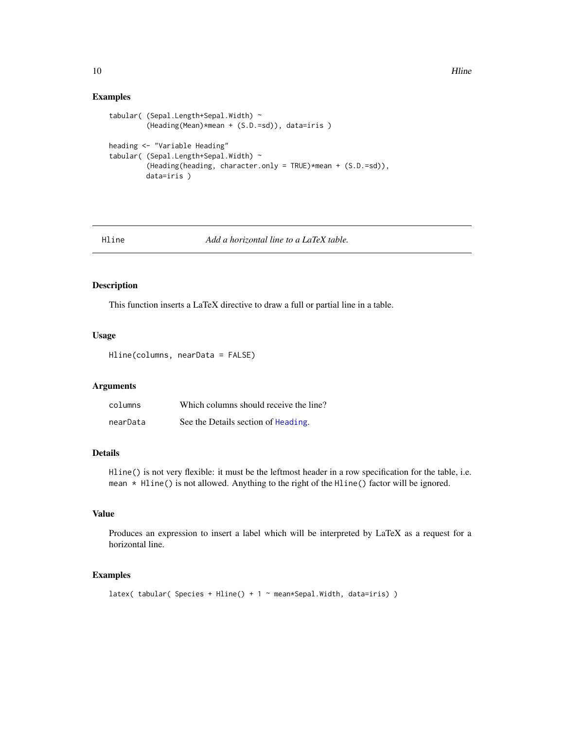## Examples

```
tabular( (Sepal.Length+Sepal.Width) ~
         (Heading(Mean)*mean + (S.D.=sd)), data=iris )

heading <- "Variable Heading"
tabular( (Sepal.Length+Sepal.Width) ~
         (Heading(heading, character.only = TRUE)*mean + (S.D.=sd)),
         data=iris )
```

---

# Hline — *Add a horizontal line to a LaTeX table.*

---

## Description

This function inserts a LaTeX directive to draw a full or partial line in a table.

## Usage

```
Hline(columns, nearData = FALSE)
```

## Arguments

| | |
|---|---|
| `columns` | Which columns should receive the line? |
| `nearData` | See the Details section of `Heading`. |

## Details

`Hline()` is not very flexible: it must be the leftmost header in a row specification for the table, i.e. `mean * Hline()` is not allowed. Anything to the right of the `Hline()` factor will be ignored.

## Value

Produces an expression to insert a label which will be interpreted by LaTeX as a request for a horizontal line.

## Examples

```
latex( tabular( Species + Hline() + 1 ~ mean*Sepal.Width, data=iris) )
```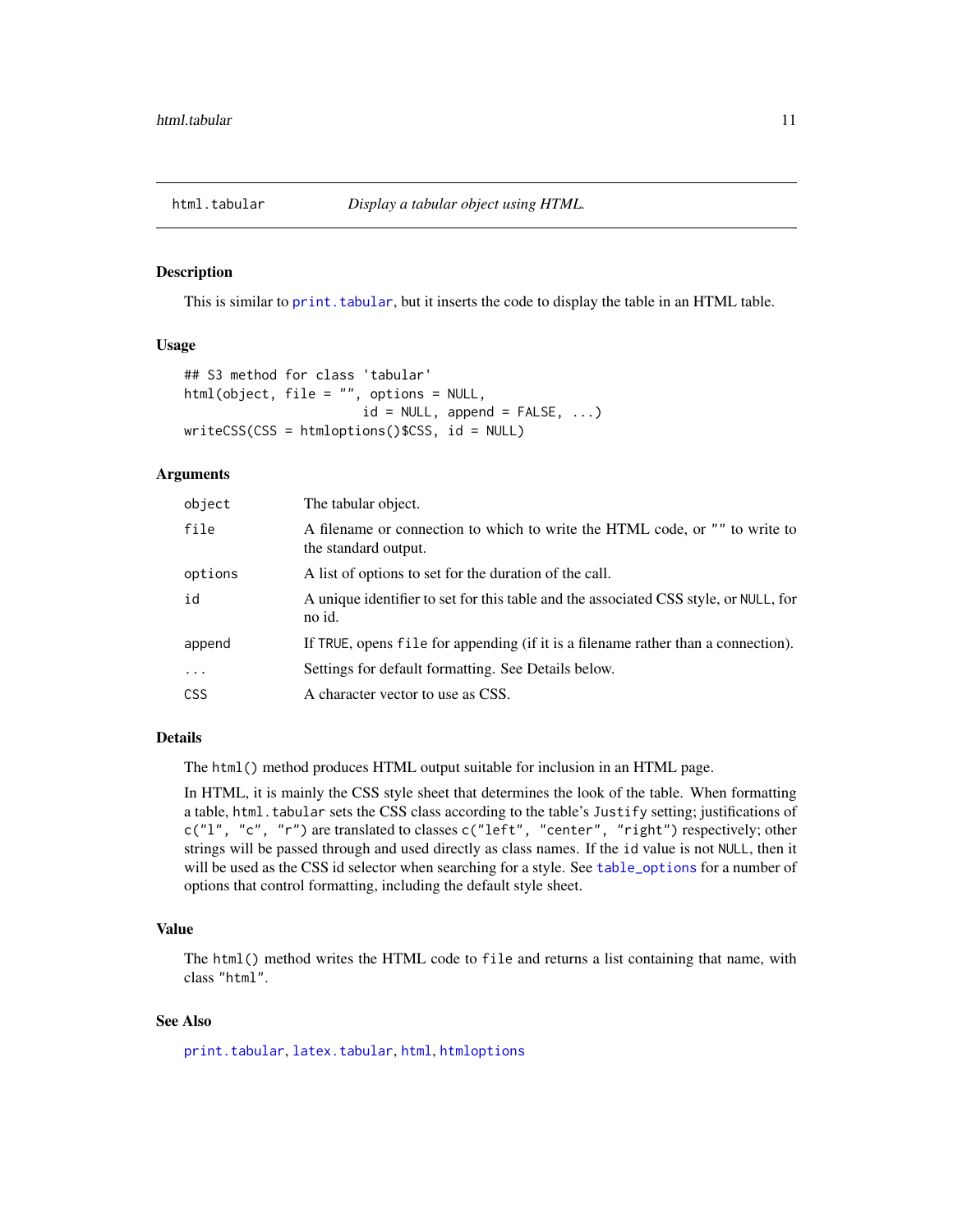## html.tabular *Display a tabular object using HTML.*

### Description

This is similar to `print.tabular`, but it inserts the code to display the table in an HTML table.

### Usage

```
## S3 method for class 'tabular'
html(object, file = "", options = NULL,
                     id = NULL, append = FALSE, ...)
writeCSS(CSS = htmloptions()$CSS, id = NULL)
```

### Arguments

| | |
|---|---|
| `object` | The tabular object. |
| `file` | A filename or connection to which to write the HTML code, or `""` to write to the standard output. |
| `options` | A list of options to set for the duration of the call. |
| `id` | A unique identifier to set for this table and the associated CSS style, or `NULL`, for no id. |
| `append` | If `TRUE`, opens `file` for appending (if it is a filename rather than a connection). |
| `...` | Settings for default formatting. See Details below. |
| `CSS` | A character vector to use as CSS. |

### Details

The `html()` method produces HTML output suitable for inclusion in an HTML page.

In HTML, it is mainly the CSS style sheet that determines the look of the table. When formatting a table, `html.tabular` sets the CSS class according to the table's `Justify` setting; justifications of `c("l", "c", "r")` are translated to classes `c("left", "center", "right")` respectively; other strings will be passed through and used directly as class names. If the `id` value is not `NULL`, then it will be used as the CSS id selector when searching for a style. See `table_options` for a number of options that control formatting, including the default style sheet.

### Value

The `html()` method writes the HTML code to `file` and returns a list containing that name, with class `"html"`.

### See Also

`print.tabular`, `latex.tabular`, `html`, `htmloptions`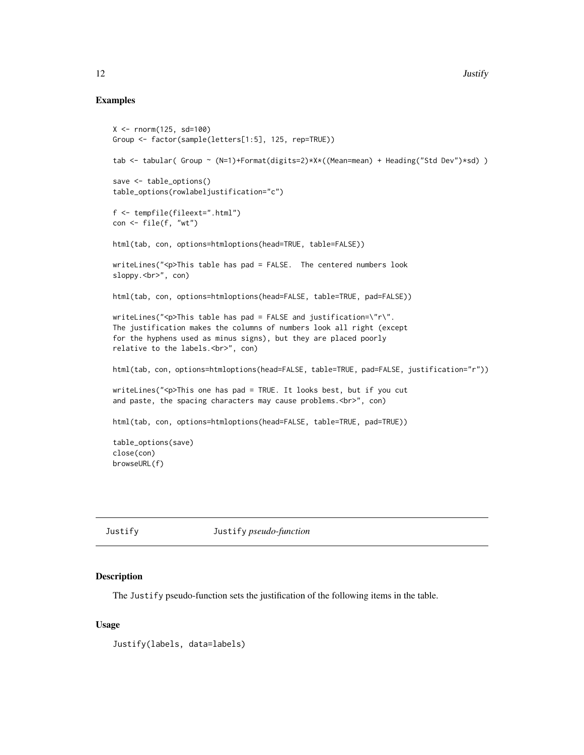## Examples

```
X <- rnorm(125, sd=100)
Group <- factor(sample(letters[1:5], 125, rep=TRUE))

tab <- tabular( Group ~ (N=1)+Format(digits=2)*X*((Mean=mean) + Heading("Std Dev")*sd) )

save <- table_options()
table_options(rowlabeljustification="c")

f <- tempfile(fileext=".html")
con <- file(f, "wt")

html(tab, con, options=htmloptions(head=TRUE, table=FALSE))

writeLines("<p>This table has pad = FALSE.  The centered numbers look
sloppy.<br>", con)

html(tab, con, options=htmloptions(head=FALSE, table=TRUE, pad=FALSE))

writeLines("<p>This table has pad = FALSE and justification=\"r\".
The justification makes the columns of numbers look all right (except
for the hyphens used as minus signs), but they are placed poorly
relative to the labels.<br>", con)

html(tab, con, options=htmloptions(head=FALSE, table=TRUE, pad=FALSE, justification="r"))

writeLines("<p>This one has pad = TRUE. It looks best, but if you cut
and paste, the spacing characters may cause problems.<br>", con)

html(tab, con, options=htmloptions(head=FALSE, table=TRUE, pad=TRUE))

table_options(save)
close(con)
browseURL(f)
```

---

Justify    Justify *pseudo-function*

---

## Description

The Justify pseudo-function sets the justification of the following items in the table.

## Usage

```
Justify(labels, data=labels)
```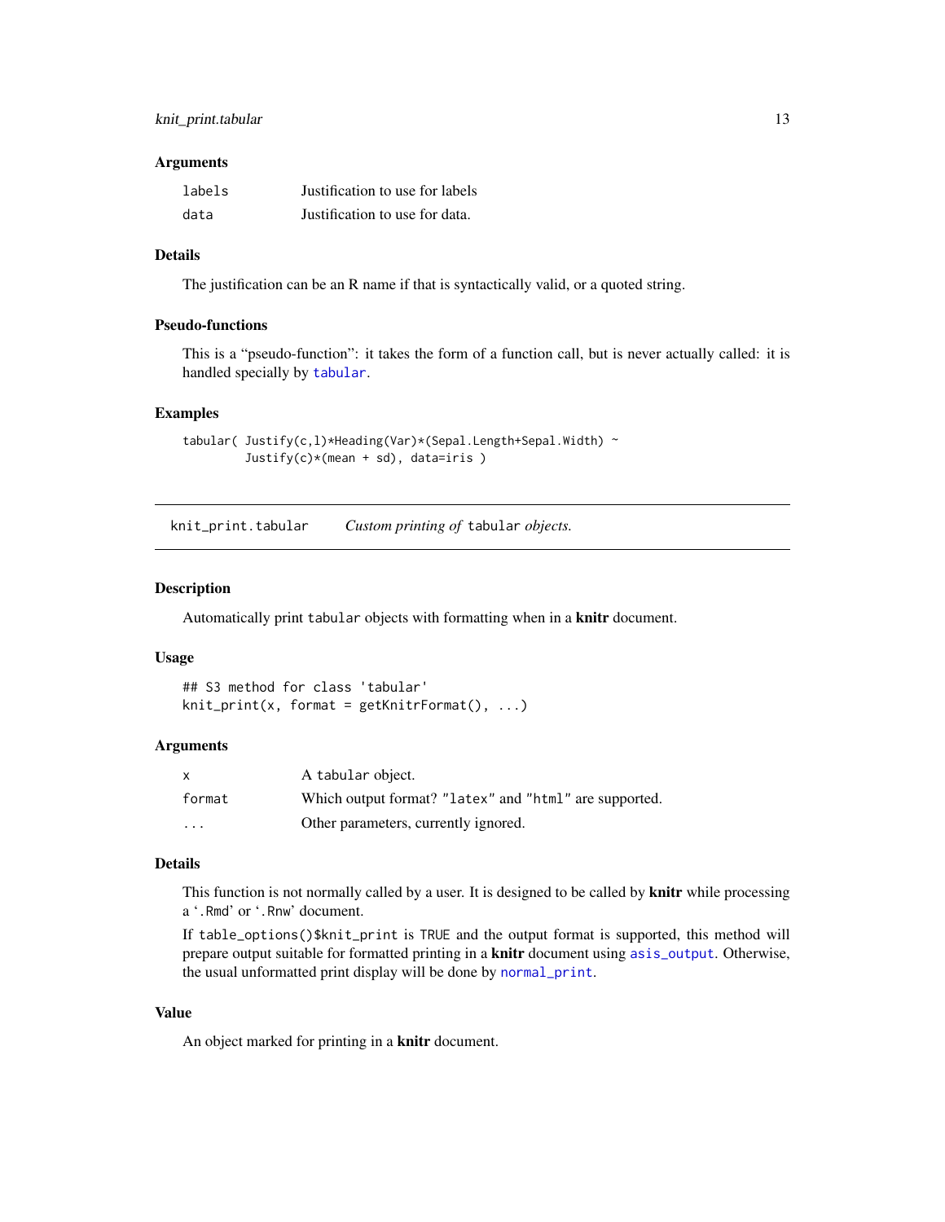### Arguments

| | |
|---|---|
| `labels` | Justification to use for labels |
| `data` | Justification to use for data. |

### Details

The justification can be an R name if that is syntactically valid, or a quoted string.

### Pseudo-functions

This is a "pseudo-function": it takes the form of a function call, but is never actually called: it is handled specially by `tabular`.

### Examples

```
tabular( Justify(c,l)*Heading(Var)*(Sepal.Length+Sepal.Width) ~
         Justify(c)*(mean + sd), data=iris )
```

---

## `knit_print.tabular` *Custom printing of* `tabular` *objects.*

---

### Description

Automatically print `tabular` objects with formatting when in a **knitr** document.

### Usage

```
## S3 method for class 'tabular'
knit_print(x, format = getKnitrFormat(), ...)
```

### Arguments

| | |
|---|---|
| `x` | A `tabular` object. |
| `format` | Which output format? `"latex"` and `"html"` are supported. |
| `...` | Other parameters, currently ignored. |

### Details

This function is not normally called by a user. It is designed to be called by **knitr** while processing a '`.Rmd`' or '`.Rnw`' document.

If `table_options()$knit_print` is `TRUE` and the output format is supported, this method will prepare output suitable for formatted printing in a **knitr** document using `asis_output`. Otherwise, the usual unformatted print display will be done by `normal_print`.

### Value

An object marked for printing in a **knitr** document.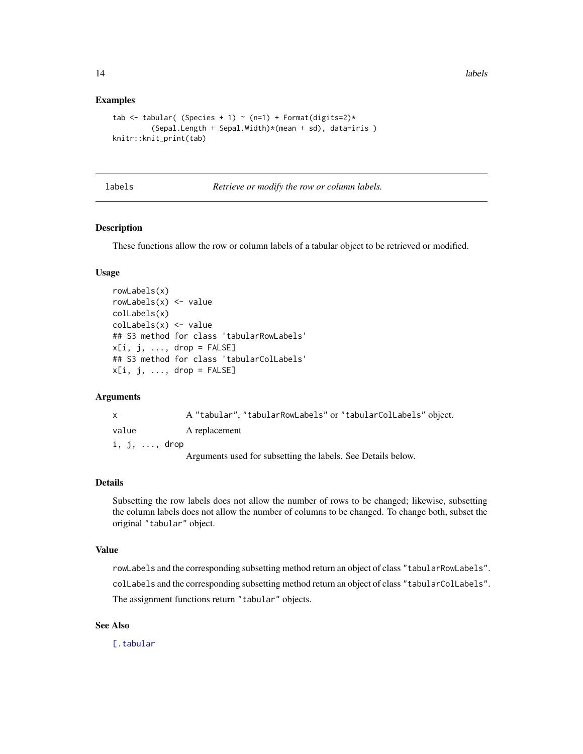## Examples

```
tab <- tabular( (Species + 1) ~ (n=1) + Format(digits=2)*
         (Sepal.Length + Sepal.Width)*(mean + sd), data=iris )
knitr::knit_print(tab)
```

---

labels *Retrieve or modify the row or column labels.*

---

## Description

These functions allow the row or column labels of a tabular object to be retrieved or modified.

## Usage

```
rowLabels(x)
rowLabels(x) <- value
colLabels(x)
colLabels(x) <- value
## S3 method for class 'tabularRowLabels'
x[i, j, ..., drop = FALSE]
## S3 method for class 'tabularColLabels'
x[i, j, ..., drop = FALSE]
```

## Arguments

| | |
|---|---|
| `x` | A "tabular", "tabularRowLabels" or "tabularColLabels" object. |
| `value` | A replacement |
| `i, j, ..., drop` | Arguments used for subsetting the labels. See Details below. |

## Details

Subsetting the row labels does not allow the number of rows to be changed; likewise, subsetting the column labels does not allow the number of columns to be changed. To change both, subset the original "tabular" object.

## Value

`rowLabels` and the corresponding subsetting method return an object of class "tabularRowLabels".

`colLabels` and the corresponding subsetting method return an object of class "tabularColLabels".

The assignment functions return "tabular" objects.

## See Also

[.tabular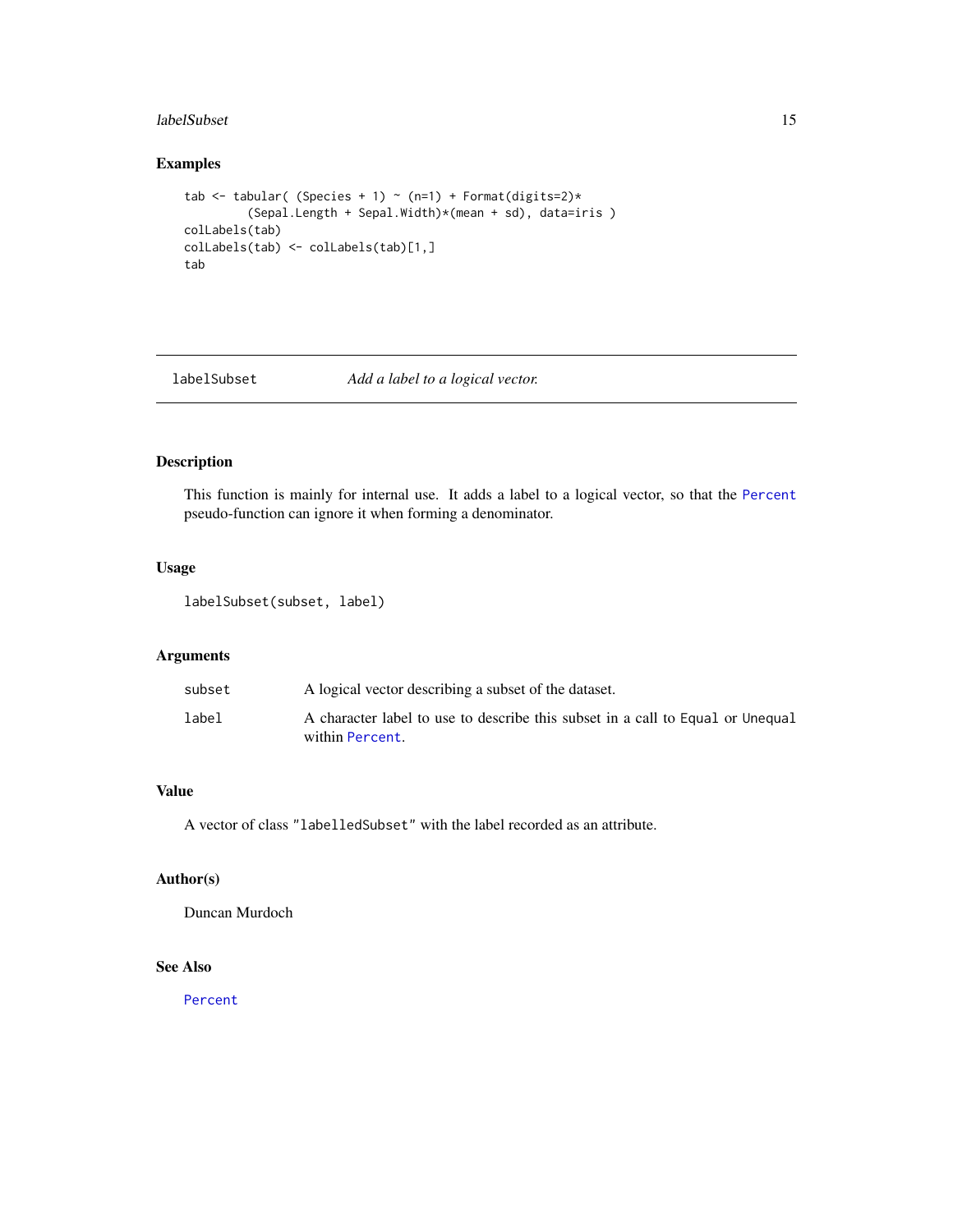## Examples

```
tab <- tabular( (Species + 1) ~ (n=1) + Format(digits=2)*
         (Sepal.Length + Sepal.Width)*(mean + sd), data=iris )
colLabels(tab)
colLabels(tab) <- colLabels(tab)[1,]
tab
```

---

# labelSubset        *Add a label to a logical vector.*

---

## Description

This function is mainly for internal use. It adds a label to a logical vector, so that the `Percent` pseudo-function can ignore it when forming a denominator.

## Usage

```
labelSubset(subset, label)
```

## Arguments

| | |
|---|---|
| `subset` | A logical vector describing a subset of the dataset. |
| `label` | A character label to use to describe this subset in a call to `Equal` or `Unequal` within `Percent`. |

## Value

A vector of class `"labelledSubset"` with the label recorded as an attribute.

## Author(s)

Duncan Murdoch

## See Also

`Percent`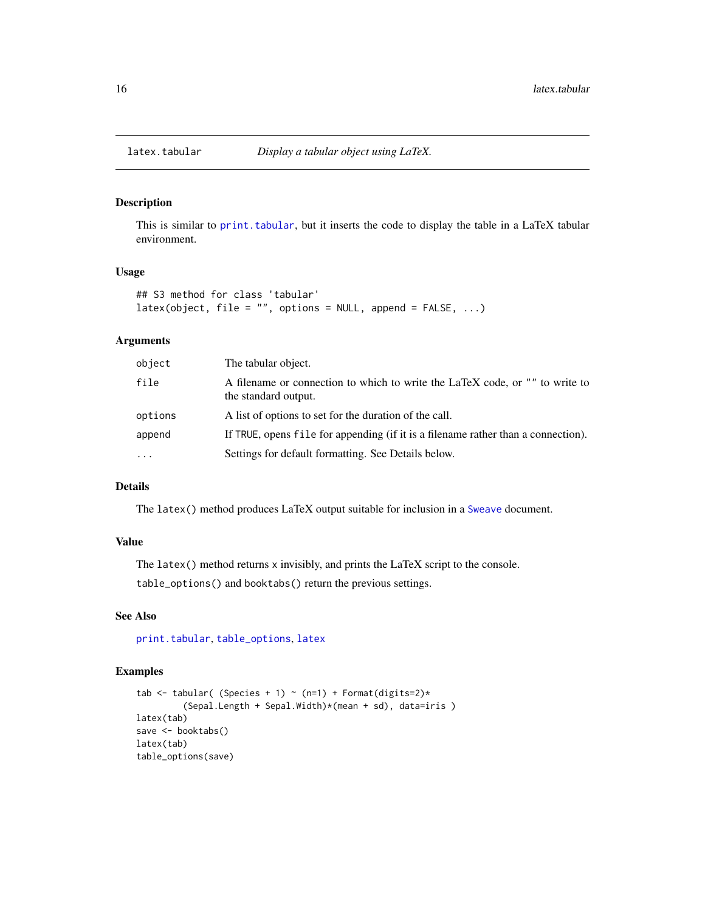# latex.tabular — *Display a tabular object using LaTeX.*

## Description

This is similar to print.tabular, but it inserts the code to display the table in a LaTeX tabular environment.

## Usage

```
## S3 method for class 'tabular'
latex(object, file = "", options = NULL, append = FALSE, ...)
```

## Arguments

| Argument | Description |
|---|---|
| object | The tabular object. |
| file | A filename or connection to which to write the LaTeX code, or "" to write to the standard output. |
| options | A list of options to set for the duration of the call. |
| append | If TRUE, opens file for appending (if it is a filename rather than a connection). |
| ... | Settings for default formatting. See Details below. |

## Details

The latex() method produces LaTeX output suitable for inclusion in a Sweave document.

## Value

The latex() method returns x invisibly, and prints the LaTeX script to the console.

table_options() and booktabs() return the previous settings.

## See Also

print.tabular, table_options, latex

## Examples

```
tab <- tabular( (Species + 1) ~ (n=1) + Format(digits=2)*
         (Sepal.Length + Sepal.Width)*(mean + sd), data=iris )
latex(tab)
save <- booktabs()
latex(tab)
table_options(save)
```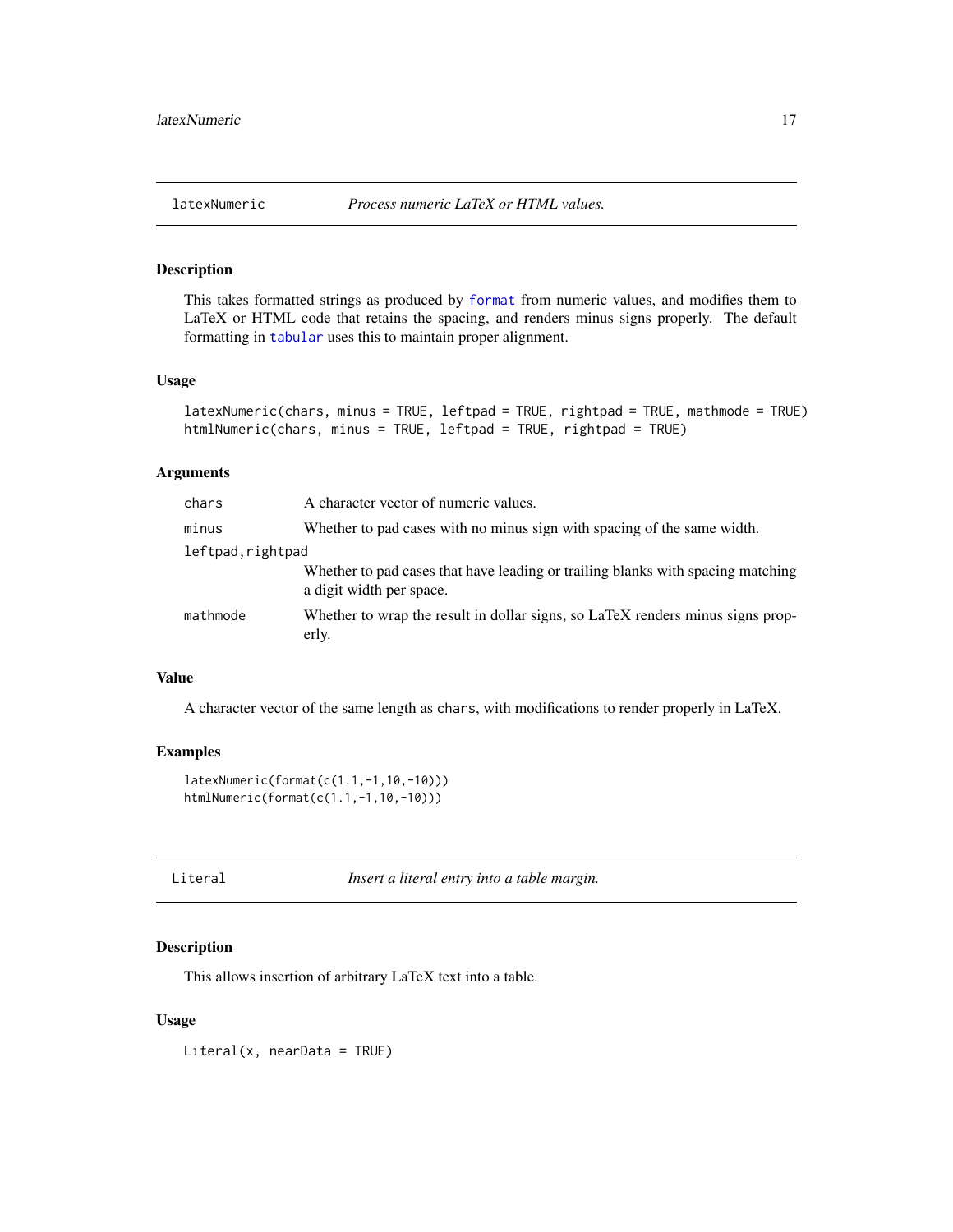## latexNumeric — *Process numeric LaTeX or HTML values.*

### Description

This takes formatted strings as produced by `format` from numeric values, and modifies them to LaTeX or HTML code that retains the spacing, and renders minus signs properly. The default formatting in `tabular` uses this to maintain proper alignment.

### Usage

```
latexNumeric(chars, minus = TRUE, leftpad = TRUE, rightpad = TRUE, mathmode = TRUE)
htmlNumeric(chars, minus = TRUE, leftpad = TRUE, rightpad = TRUE)
```

### Arguments

| | |
|---|---|
| `chars` | A character vector of numeric values. |
| `minus` | Whether to pad cases with no minus sign with spacing of the same width. |
| `leftpad,rightpad` | Whether to pad cases that have leading or trailing blanks with spacing matching a digit width per space. |
| `mathmode` | Whether to wrap the result in dollar signs, so LaTeX renders minus signs properly. |

### Value

A character vector of the same length as `chars`, with modifications to render properly in LaTeX.

### Examples

```
latexNumeric(format(c(1.1,-1,10,-10)))
htmlNumeric(format(c(1.1,-1,10,-10)))
```

## Literal — *Insert a literal entry into a table margin.*

### Description

This allows insertion of arbitrary LaTeX text into a table.

### Usage

```
Literal(x, nearData = TRUE)
```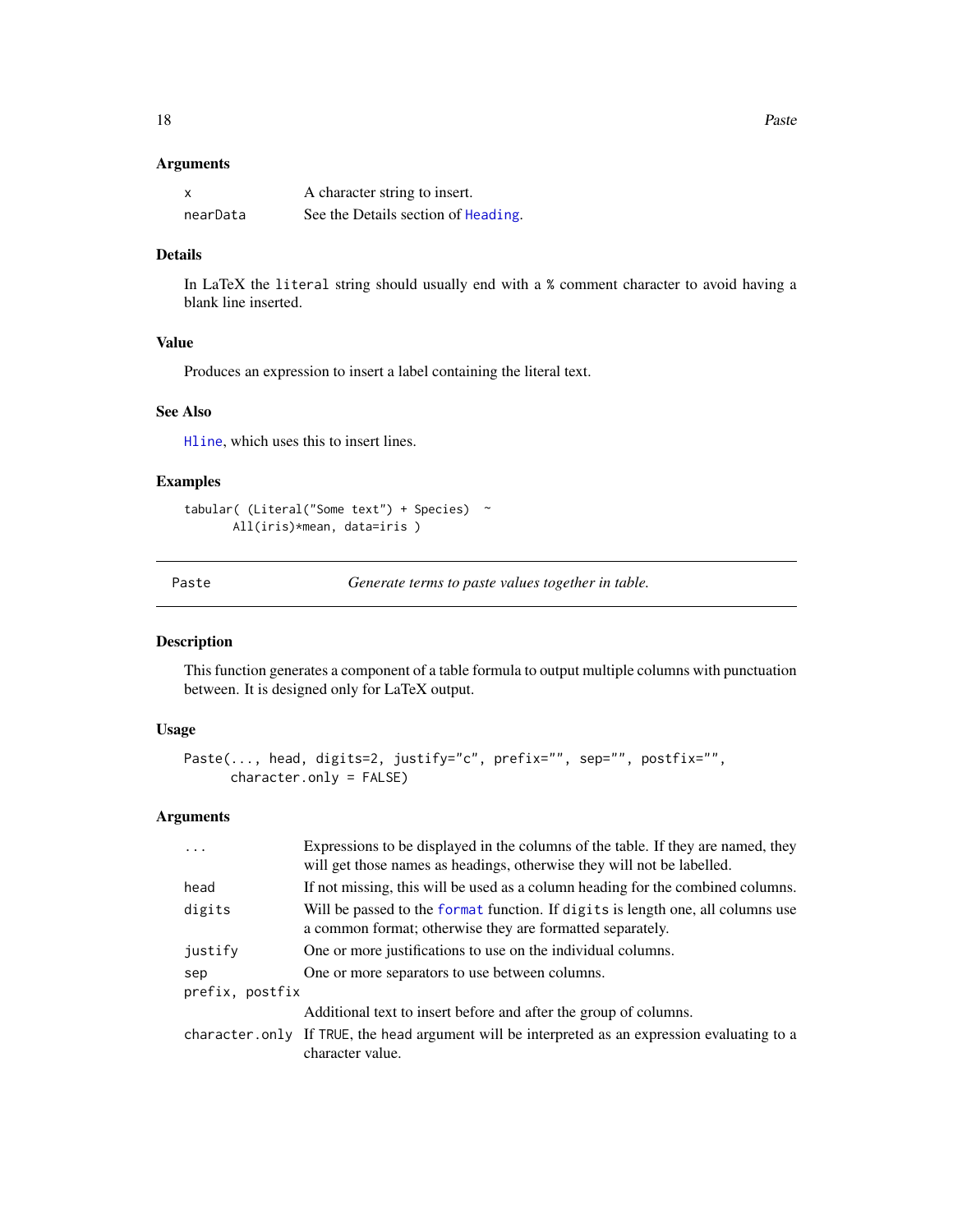### Arguments

| | |
|---|---|
| `x` | A character string to insert. |
| `nearData` | See the Details section of `Heading`. |

### Details

In LaTeX the `literal` string should usually end with a `%` comment character to avoid having a blank line inserted.

### Value

Produces an expression to insert a label containing the literal text.

### See Also

`Hline`, which uses this to insert lines.

### Examples

```
tabular( (Literal("Some text") + Species)  ~
       All(iris)*mean, data=iris )
```

---

## Paste — *Generate terms to paste values together in table.*

### Description

This function generates a component of a table formula to output multiple columns with punctuation between. It is designed only for LaTeX output.

### Usage

```
Paste(..., head, digits=2, justify="c", prefix="", sep="", postfix="",
      character.only = FALSE)
```

### Arguments

| | |
|---|---|
| `...` | Expressions to be displayed in the columns of the table. If they are named, they will get those names as headings, otherwise they will not be labelled. |
| `head` | If not missing, this will be used as a column heading for the combined columns. |
| `digits` | Will be passed to the `format` function. If `digits` is length one, all columns use a common format; otherwise they are formatted separately. |
| `justify` | One or more justifications to use on the individual columns. |
| `sep` | One or more separators to use between columns. |
| `prefix, postfix` | Additional text to insert before and after the group of columns. |
| `character.only` | If `TRUE`, the head argument will be interpreted as an expression evaluating to a character value. |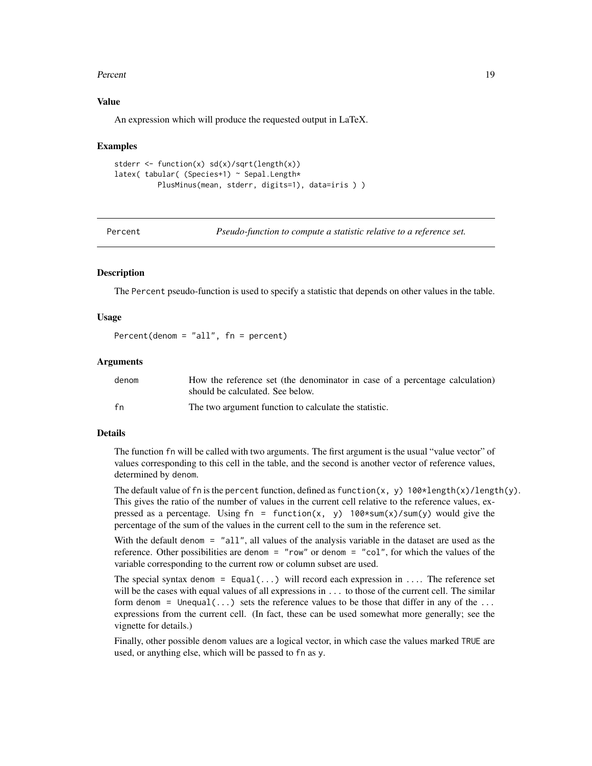### Value

An expression which will produce the requested output in LaTeX.

### Examples

```
stderr <- function(x) sd(x)/sqrt(length(x))
latex( tabular( (Species+1) ~ Sepal.Length*
          PlusMinus(mean, stderr, digits=1), data=iris ) )
```

---

## Percent — *Pseudo-function to compute a statistic relative to a reference set.*

---

### Description

The `Percent` pseudo-function is used to specify a statistic that depends on other values in the table.

### Usage

```
Percent(denom = "all", fn = percent)
```

### Arguments

| | |
|---|---|
| denom | How the reference set (the denominator in case of a percentage calculation) should be calculated. See below. |
| fn | The two argument function to calculate the statistic. |

### Details

The function `fn` will be called with two arguments. The first argument is the usual "value vector" of values corresponding to this cell in the table, and the second is another vector of reference values, determined by `denom`.

The default value of `fn` is the `percent` function, defined as `function(x, y) 100*length(x)/length(y)`. This gives the ratio of the number of values in the current cell relative to the reference values, expressed as a percentage. Using `fn = function(x, y) 100*sum(x)/sum(y)` would give the percentage of the sum of the values in the current cell to the sum in the reference set.

With the default `denom = "all"`, all values of the analysis variable in the dataset are used as the reference. Other possibilities are `denom = "row"` or `denom = "col"`, for which the values of the variable corresponding to the current row or column subset are used.

The special syntax `denom = Equal(...)` will record each expression in `...`. The reference set will be the cases with equal values of all expressions in `...` to those of the current cell. The similar form `denom = Unequal(...)` sets the reference values to be those that differ in any of the `...` expressions from the current cell. (In fact, these can be used somewhat more generally; see the vignette for details.)

Finally, other possible `denom` values are a logical vector, in which case the values marked `TRUE` are used, or anything else, which will be passed to `fn` as `y`.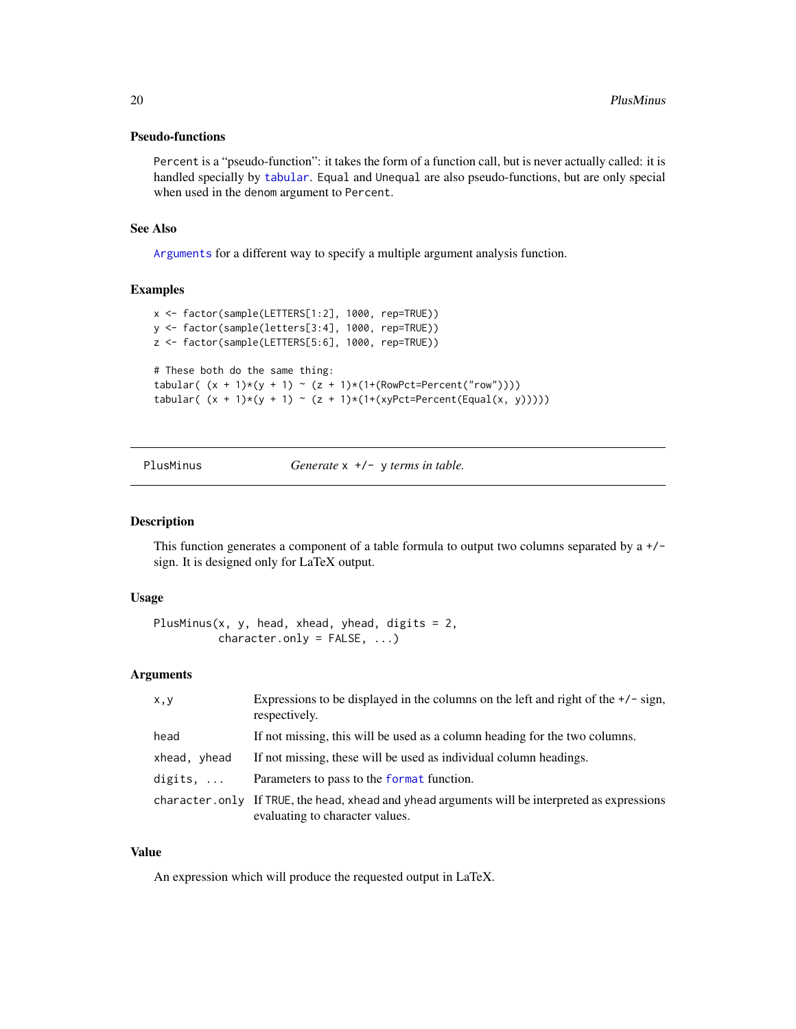### Pseudo-functions

`Percent` is a "pseudo-function": it takes the form of a function call, but is never actually called: it is handled specially by `tabular`. `Equal` and `Unequal` are also pseudo-functions, but are only special when used in the `denom` argument to `Percent`.

### See Also

`Arguments` for a different way to specify a multiple argument analysis function.

### Examples

```
x <- factor(sample(LETTERS[1:2], 1000, rep=TRUE))
y <- factor(sample(letters[3:4], 1000, rep=TRUE))
z <- factor(sample(LETTERS[5:6], 1000, rep=TRUE))

# These both do the same thing:
tabular( (x + 1)*(y + 1) ~ (z + 1)*(1+(RowPct=Percent("row"))))
tabular( (x + 1)*(y + 1) ~ (z + 1)*(1+(xyPct=Percent(Equal(x, y)))))
```

---

## PlusMinus — *Generate* `x +/- y` *terms in table.*

### Description

This function generates a component of a table formula to output two columns separated by a `+/-` sign. It is designed only for LaTeX output.

### Usage

```
PlusMinus(x, y, head, xhead, yhead, digits = 2,
          character.only = FALSE, ...)
```

### Arguments

| | |
|---|---|
| `x,y` | Expressions to be displayed in the columns on the left and right of the `+/-` sign, respectively. |
| `head` | If not missing, this will be used as a column heading for the two columns. |
| `xhead, yhead` | If not missing, these will be used as individual column headings. |
| `digits, ...` | Parameters to pass to the `format` function. |
| `character.only` | If `TRUE`, the `head`, `xhead` and `yhead` arguments will be interpreted as expressions evaluating to character values. |

### Value

An expression which will produce the requested output in LaTeX.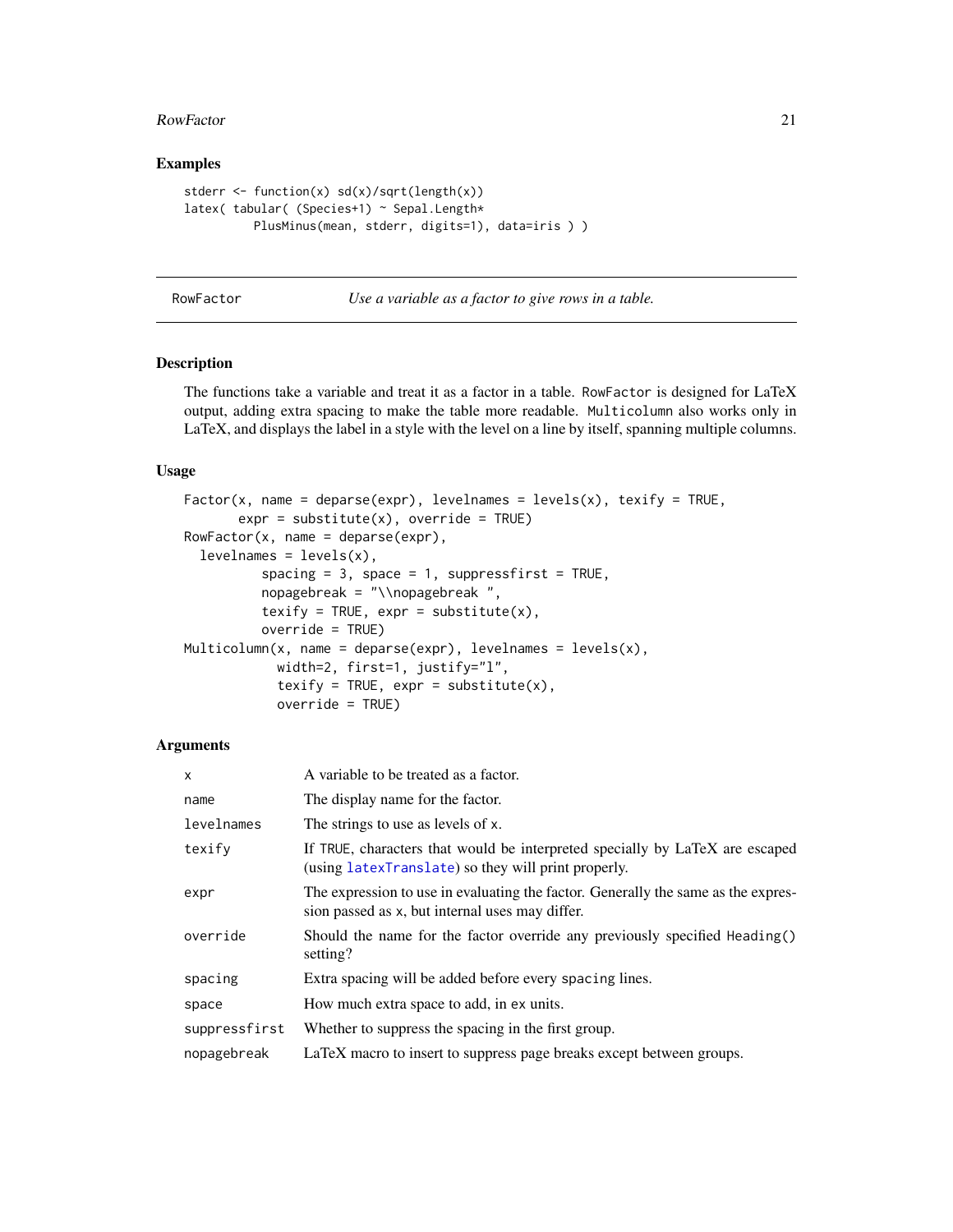## Examples

```
stderr <- function(x) sd(x)/sqrt(length(x))
latex( tabular( (Species+1) ~ Sepal.Length*
          PlusMinus(mean, stderr, digits=1), data=iris ) )
```

---

# RowFactor — *Use a variable as a factor to give rows in a table.*

---

## Description

The functions take a variable and treat it as a factor in a table. `RowFactor` is designed for LaTeX output, adding extra spacing to make the table more readable. `Multicolumn` also works only in LaTeX, and displays the label in a style with the level on a line by itself, spanning multiple columns.

## Usage

```
Factor(x, name = deparse(expr), levelnames = levels(x), texify = TRUE,
       expr = substitute(x), override = TRUE)
RowFactor(x, name = deparse(expr),
  levelnames = levels(x),
          spacing = 3, space = 1, suppressfirst = TRUE,
          nopagebreak = "\\nopagebreak ",
          texify = TRUE, expr = substitute(x),
          override = TRUE)
Multicolumn(x, name = deparse(expr), levelnames = levels(x),
            width=2, first=1, justify="l",
            texify = TRUE, expr = substitute(x),
            override = TRUE)
```

## Arguments

| | |
|---|---|
| `x` | A variable to be treated as a factor. |
| `name` | The display name for the factor. |
| `levelnames` | The strings to use as levels of `x`. |
| `texify` | If `TRUE`, characters that would be interpreted specially by LaTeX are escaped (using `latexTranslate`) so they will print properly. |
| `expr` | The expression to use in evaluating the factor. Generally the same as the expression passed as `x`, but internal uses may differ. |
| `override` | Should the name for the factor override any previously specified `Heading()` setting? |
| `spacing` | Extra spacing will be added before every `spacing` lines. |
| `space` | How much extra space to add, in `ex` units. |
| `suppressfirst` | Whether to suppress the spacing in the first group. |
| `nopagebreak` | LaTeX macro to insert to suppress page breaks except between groups. |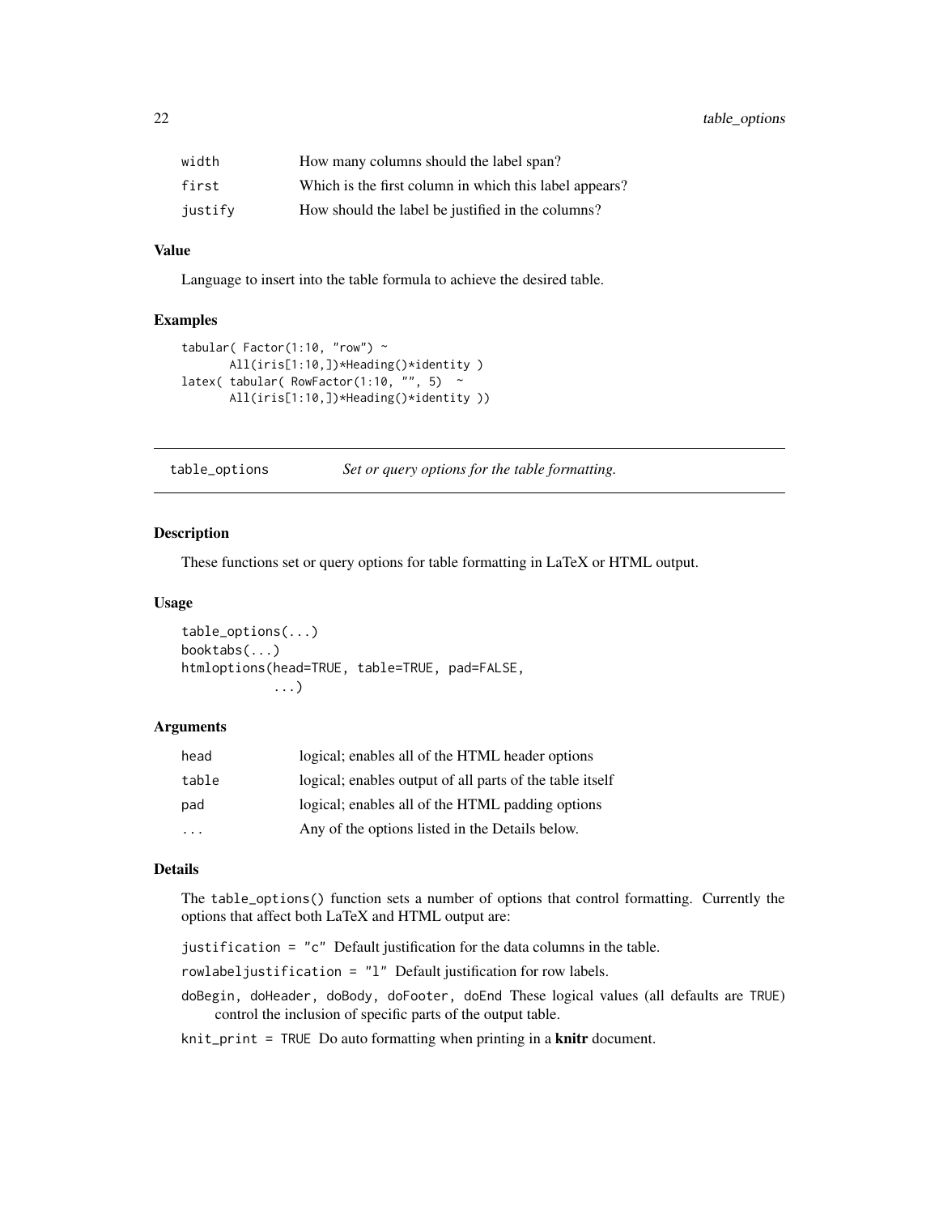| | |
|---|---|
| width | How many columns should the label span? |
| first | Which is the first column in which this label appears? |
| justify | How should the label be justified in the columns? |

### Value

Language to insert into the table formula to achieve the desired table.

### Examples

```
tabular( Factor(1:10, "row") ~
       All(iris[1:10,])*Heading()*identity )
latex( tabular( RowFactor(1:10, "", 5)  ~
       All(iris[1:10,])*Heading()*identity ))
```

## table_options    *Set or query options for the table formatting.*

### Description

These functions set or query options for table formatting in LaTeX or HTML output.

### Usage

```
table_options(...)
booktabs(...)
htmloptions(head=TRUE, table=TRUE, pad=FALSE,
            ...)
```

### Arguments

| | |
|---|---|
| head | logical; enables all of the HTML header options |
| table | logical; enables output of all parts of the table itself |
| pad | logical; enables all of the HTML padding options |
| ... | Any of the options listed in the Details below. |

### Details

The `table_options()` function sets a number of options that control formatting. Currently the options that affect both LaTeX and HTML output are:

`justification = "c"` Default justification for the data columns in the table.

`rowlabeljustification = "l"` Default justification for row labels.

`doBegin, doHeader, doBody, doFooter, doEnd` These logical values (all defaults are `TRUE`) control the inclusion of specific parts of the output table.

`knit_print = TRUE` Do auto formatting when printing in a **knitr** document.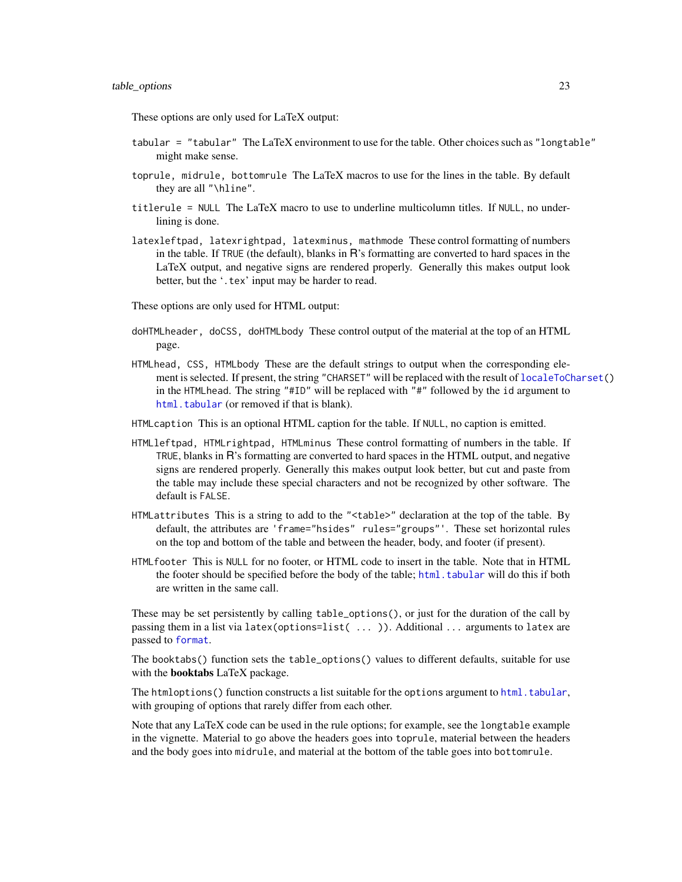These options are only used for LaTeX output:

`tabular = "tabular"` The LaTeX environment to use for the table. Other choices such as `"longtable"` might make sense.

`toprule, midrule, bottomrule` The LaTeX macros to use for the lines in the table. By default they are all `"\hline"`.

`titlerule = NULL` The LaTeX macro to use to underline multicolumn titles. If `NULL`, no underlining is done.

`latexleftpad, latexrightpad, latexminus, mathmode` These control formatting of numbers in the table. If `TRUE` (the default), blanks in R's formatting are converted to hard spaces in the LaTeX output, and negative signs are rendered properly. Generally this makes output look better, but the '`.tex`' input may be harder to read.

These options are only used for HTML output:

`doHTMLheader, doCSS, doHTMLbody` These control output of the material at the top of an HTML page.

`HTMLhead, CSS, HTMLbody` These are the default strings to output when the corresponding element is selected. If present, the string `"CHARSET"` will be replaced with the result of `localeToCharset()` in the `HTMLhead`. The string `"#ID"` will be replaced with `"#"` followed by the `id` argument to `html.tabular` (or removed if that is blank).

`HTMLcaption` This is an optional HTML caption for the table. If `NULL`, no caption is emitted.

`HTMLleftpad, HTMLrightpad, HTMLminus` These control formatting of numbers in the table. If `TRUE`, blanks in R's formatting are converted to hard spaces in the HTML output, and negative signs are rendered properly. Generally this makes output look better, but cut and paste from the table may include these special characters and not be recognized by other software. The default is `FALSE`.

`HTMLattributes` This is a string to add to the `"<table>"` declaration at the top of the table. By default, the attributes are `'frame="hsides" rules="groups"'`. These set horizontal rules on the top and bottom of the table and between the header, body, and footer (if present).

`HTMLfooter` This is `NULL` for no footer, or HTML code to insert in the table. Note that in HTML the footer should be specified before the body of the table; `html.tabular` will do this if both are written in the same call.

These may be set persistently by calling `table_options()`, or just for the duration of the call by passing them in a list via `latex(options=list( ... ))`. Additional `...` arguments to `latex` are passed to `format`.

The `booktabs()` function sets the `table_options()` values to different defaults, suitable for use with the **booktabs** LaTeX package.

The `htmloptions()` function constructs a list suitable for the `options` argument to `html.tabular`, with grouping of options that rarely differ from each other.

Note that any LaTeX code can be used in the rule options; for example, see the `longtable` example in the vignette. Material to go above the headers goes into `toprule`, material between the headers and the body goes into `midrule`, and material at the bottom of the table goes into `bottomrule`.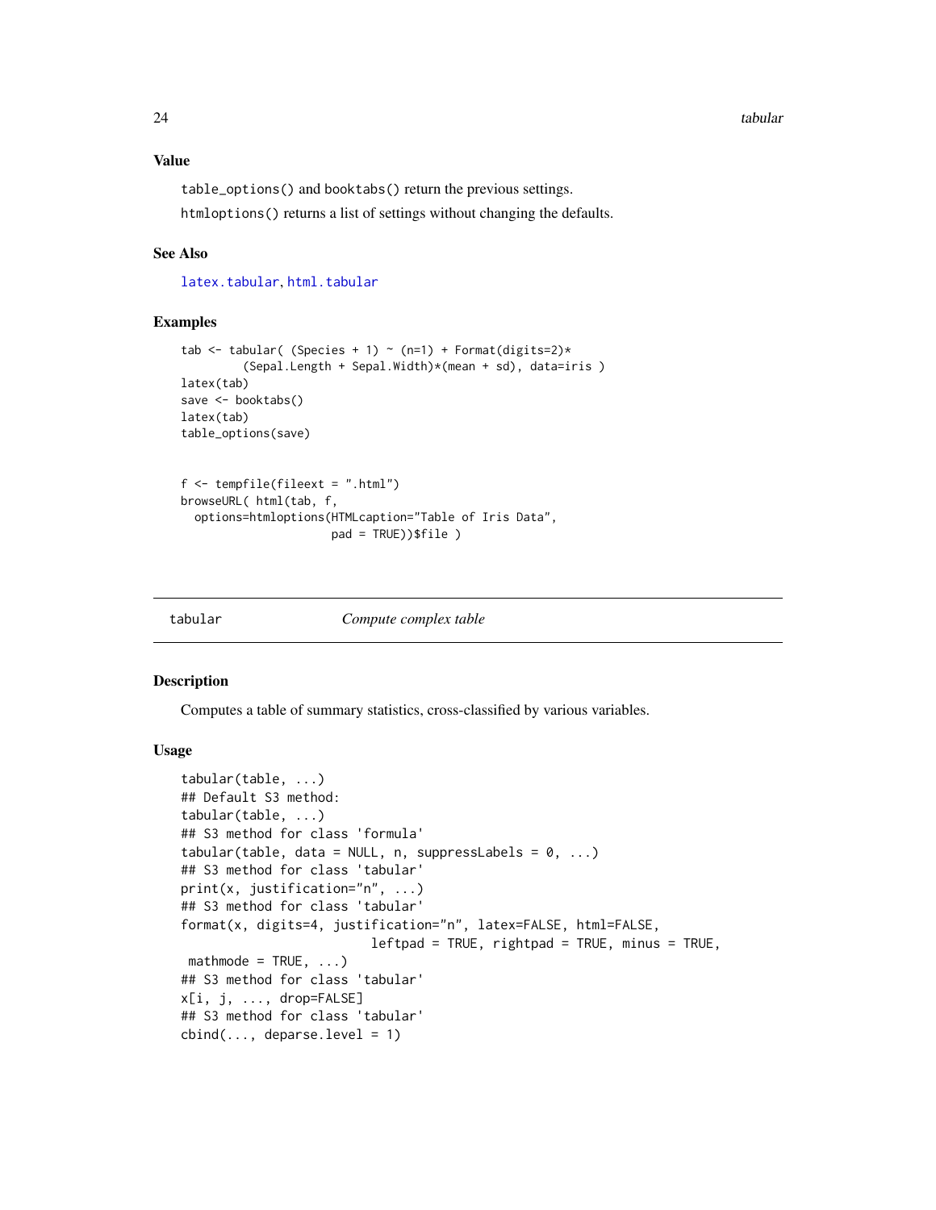### Value

`table_options()` and `booktabs()` return the previous settings.

`htmloptions()` returns a list of settings without changing the defaults.

### See Also

`latex.tabular`, `html.tabular`

### Examples

```
tab <- tabular( (Species + 1) ~ (n=1) + Format(digits=2)*
         (Sepal.Length + Sepal.Width)*(mean + sd), data=iris )
latex(tab)
save <- booktabs()
latex(tab)
table_options(save)


f <- tempfile(fileext = ".html")
browseURL( html(tab, f,
  options=htmloptions(HTMLcaption="Table of Iris Data",
                      pad = TRUE))$file )
```

---

## tabular — *Compute complex table*

### Description

Computes a table of summary statistics, cross-classified by various variables.

### Usage

```
tabular(table, ...)
## Default S3 method:
tabular(table, ...)
## S3 method for class 'formula'
tabular(table, data = NULL, n, suppressLabels = 0, ...)
## S3 method for class 'tabular'
print(x, justification="n", ...)
## S3 method for class 'tabular'
format(x, digits=4, justification="n", latex=FALSE, html=FALSE,
                          leftpad = TRUE, rightpad = TRUE, minus = TRUE,
 mathmode = TRUE, ...)
## S3 method for class 'tabular'
x[i, j, ..., drop=FALSE]
## S3 method for class 'tabular'
cbind(..., deparse.level = 1)
```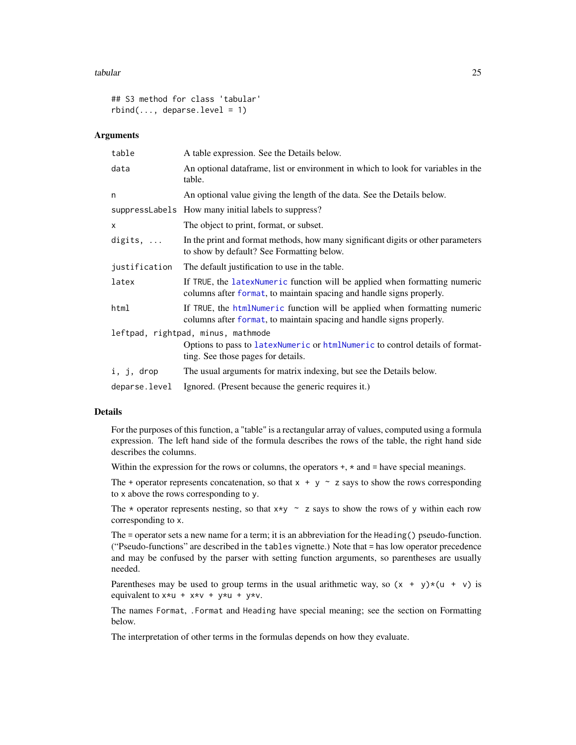```
## S3 method for class 'tabular'
rbind(..., deparse.level = 1)
```

### Arguments

| Argument | Description |
|---|---|
| `table` | A table expression. See the Details below. |
| `data` | An optional dataframe, list or environment in which to look for variables in the table. |
| `n` | An optional value giving the length of the data. See the Details below. |
| `suppressLabels` | How many initial labels to suppress? |
| `x` | The object to print, format, or subset. |
| `digits, ...` | In the print and format methods, how many significant digits or other parameters to show by default? See Formatting below. |
| `justification` | The default justification to use in the table. |
| `latex` | If `TRUE`, the `latexNumeric` function will be applied when formatting numeric columns after `format`, to maintain spacing and handle signs properly. |
| `html` | If `TRUE`, the `htmlNumeric` function will be applied when formatting numeric columns after `format`, to maintain spacing and handle signs properly. |
| `leftpad, rightpad, minus, mathmode` | Options to pass to `latexNumeric` or `htmlNumeric` to control details of formatting. See those pages for details. |
| `i, j, drop` | The usual arguments for matrix indexing, but see the Details below. |
| `deparse.level` | Ignored. (Present because the generic requires it.) |

### Details

For the purposes of this function, a "table" is a rectangular array of values, computed using a formula expression. The left hand side of the formula describes the rows of the table, the right hand side describes the columns.

Within the expression for the rows or columns, the operators `+`, `*` and `=` have special meanings.

The `+` operator represents concatenation, so that `x + y ~ z` says to show the rows corresponding to `x` above the rows corresponding to `y`.

The `*` operator represents nesting, so that `x*y ~ z` says to show the rows of `y` within each row corresponding to `x`.

The `=` operator sets a new name for a term; it is an abbreviation for the `Heading()` pseudo-function. ("Pseudo-functions" are described in the `tables` vignette.) Note that `=` has low operator precedence and may be confused by the parser with setting function arguments, so parentheses are usually needed.

Parentheses may be used to group terms in the usual arithmetic way, so `(x + y)*(u + v)` is equivalent to `x*u + x*v + y*u + y*v`.

The names `Format`, `.Format` and `Heading` have special meaning; see the section on Formatting below.

The interpretation of other terms in the formulas depends on how they evaluate.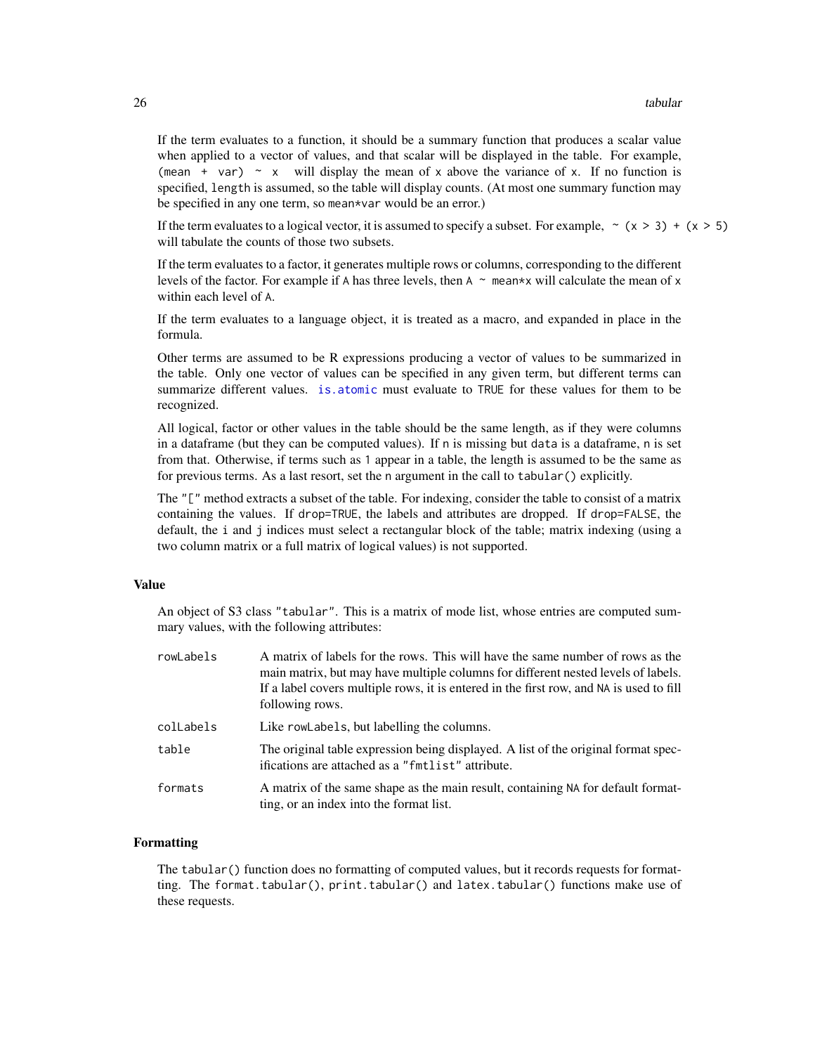If the term evaluates to a function, it should be a summary function that produces a scalar value when applied to a vector of values, and that scalar will be displayed in the table. For example, `(mean + var) ~ x` will display the mean of `x` above the variance of `x`. If no function is specified, `length` is assumed, so the table will display counts. (At most one summary function may be specified in any one term, so `mean*var` would be an error.)

If the term evaluates to a logical vector, it is assumed to specify a subset. For example, `~ (x > 3) + (x > 5)` will tabulate the counts of those two subsets.

If the term evaluates to a factor, it generates multiple rows or columns, corresponding to the different levels of the factor. For example if `A` has three levels, then `A ~ mean*x` will calculate the mean of `x` within each level of `A`.

If the term evaluates to a language object, it is treated as a macro, and expanded in place in the formula.

Other terms are assumed to be R expressions producing a vector of values to be summarized in the table. Only one vector of values can be specified in any given term, but different terms can summarize different values. `is.atomic` must evaluate to `TRUE` for these values for them to be recognized.

All logical, factor or other values in the table should be the same length, as if they were columns in a dataframe (but they can be computed values). If `n` is missing but `data` is a dataframe, `n` is set from that. Otherwise, if terms such as `1` appear in a table, the length is assumed to be the same as for previous terms. As a last resort, set the `n` argument in the call to `tabular()` explicitly.

The `"["` method extracts a subset of the table. For indexing, consider the table to consist of a matrix containing the values. If `drop=TRUE`, the labels and attributes are dropped. If `drop=FALSE`, the default, the `i` and `j` indices must select a rectangular block of the table; matrix indexing (using a two column matrix or a full matrix of logical values) is not supported.

## Value

An object of S3 class `"tabular"`. This is a matrix of mode list, whose entries are computed summary values, with the following attributes:

| | |
|---|---|
| `rowLabels` | A matrix of labels for the rows. This will have the same number of rows as the main matrix, but may have multiple columns for different nested levels of labels. If a label covers multiple rows, it is entered in the first row, and `NA` is used to fill following rows. |
| `colLabels` | Like `rowLabels`, but labelling the columns. |
| `table` | The original table expression being displayed. A list of the original format specifications are attached as a `"fmtlist"` attribute. |
| `formats` | A matrix of the same shape as the main result, containing `NA` for default formatting, or an index into the format list. |

## Formatting

The `tabular()` function does no formatting of computed values, but it records requests for formatting. The `format.tabular()`, `print.tabular()` and `latex.tabular()` functions make use of these requests.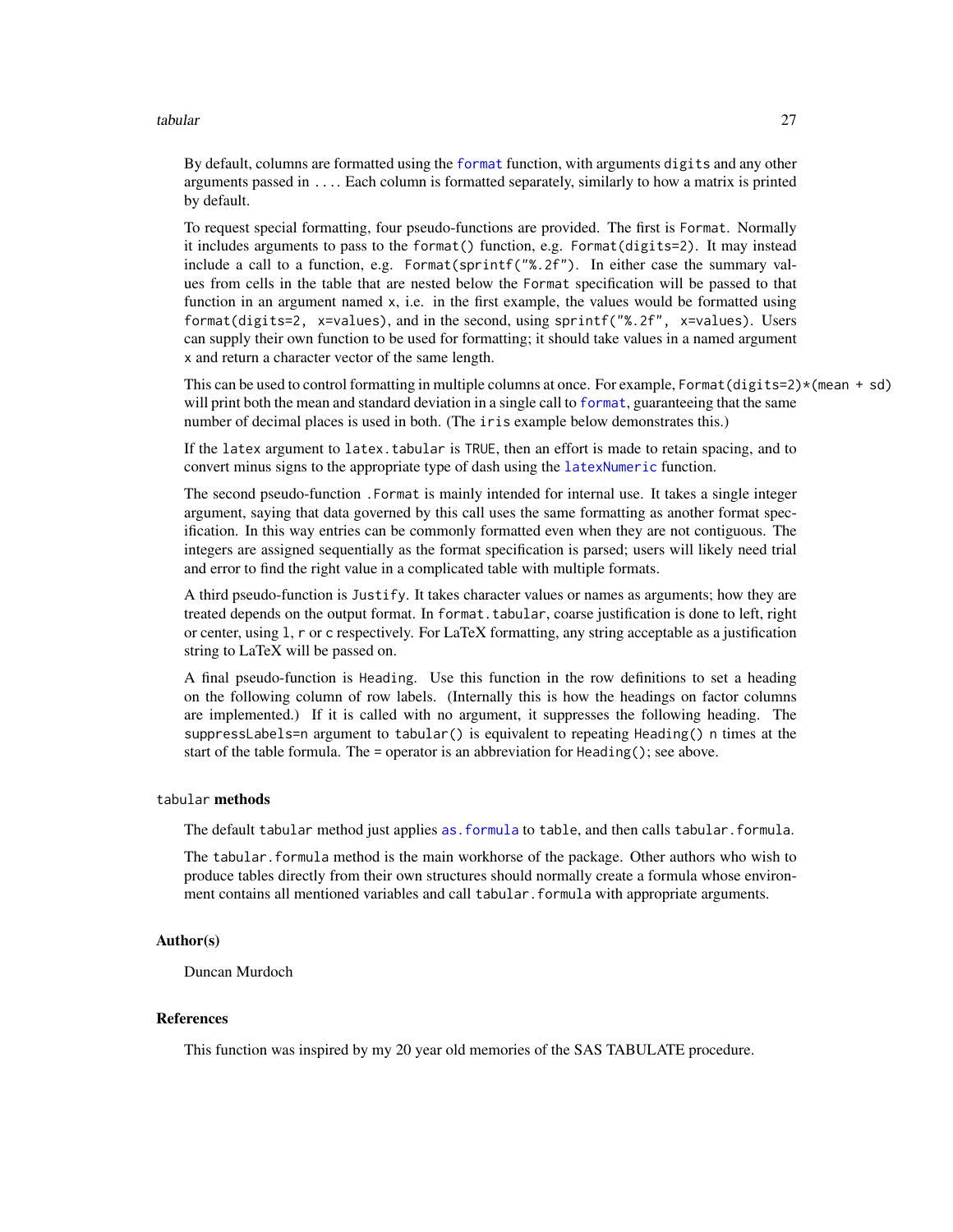By default, columns are formatted using the format function, with arguments digits and any other arguments passed in .... Each column is formatted separately, similarly to how a matrix is printed by default.

To request special formatting, four pseudo-functions are provided. The first is Format. Normally it includes arguments to pass to the format() function, e.g. Format(digits=2). It may instead include a call to a function, e.g. Format(sprintf("%.2f"). In either case the summary values from cells in the table that are nested below the Format specification will be passed to that function in an argument named x, i.e. in the first example, the values would be formatted using format(digits=2, x=values), and in the second, using sprintf("%.2f", x=values). Users can supply their own function to be used for formatting; it should take values in a named argument x and return a character vector of the same length.

This can be used to control formatting in multiple columns at once. For example, Format(digits=2)*(mean + sd) will print both the mean and standard deviation in a single call to format, guaranteeing that the same number of decimal places is used in both. (The iris example below demonstrates this.)

If the latex argument to latex.tabular is TRUE, then an effort is made to retain spacing, and to convert minus signs to the appropriate type of dash using the latexNumeric function.

The second pseudo-function .Format is mainly intended for internal use. It takes a single integer argument, saying that data governed by this call uses the same formatting as another format specification. In this way entries can be commonly formatted even when they are not contiguous. The integers are assigned sequentially as the format specification is parsed; users will likely need trial and error to find the right value in a complicated table with multiple formats.

A third pseudo-function is Justify. It takes character values or names as arguments; how they are treated depends on the output format. In format.tabular, coarse justification is done to left, right or center, using l, r or c respectively. For LaTeX formatting, any string acceptable as a justification string to LaTeX will be passed on.

A final pseudo-function is Heading. Use this function in the row definitions to set a heading on the following column of row labels. (Internally this is how the headings on factor columns are implemented.) If it is called with no argument, it suppresses the following heading. The suppressLabels=n argument to tabular() is equivalent to repeating Heading() n times at the start of the table formula. The = operator is an abbreviation for Heading(); see above.

### tabular methods

The default tabular method just applies as.formula to table, and then calls tabular.formula.

The tabular.formula method is the main workhorse of the package. Other authors who wish to produce tables directly from their own structures should normally create a formula whose environment contains all mentioned variables and call tabular.formula with appropriate arguments.

## Author(s)

Duncan Murdoch

## References

This function was inspired by my 20 year old memories of the SAS TABULATE procedure.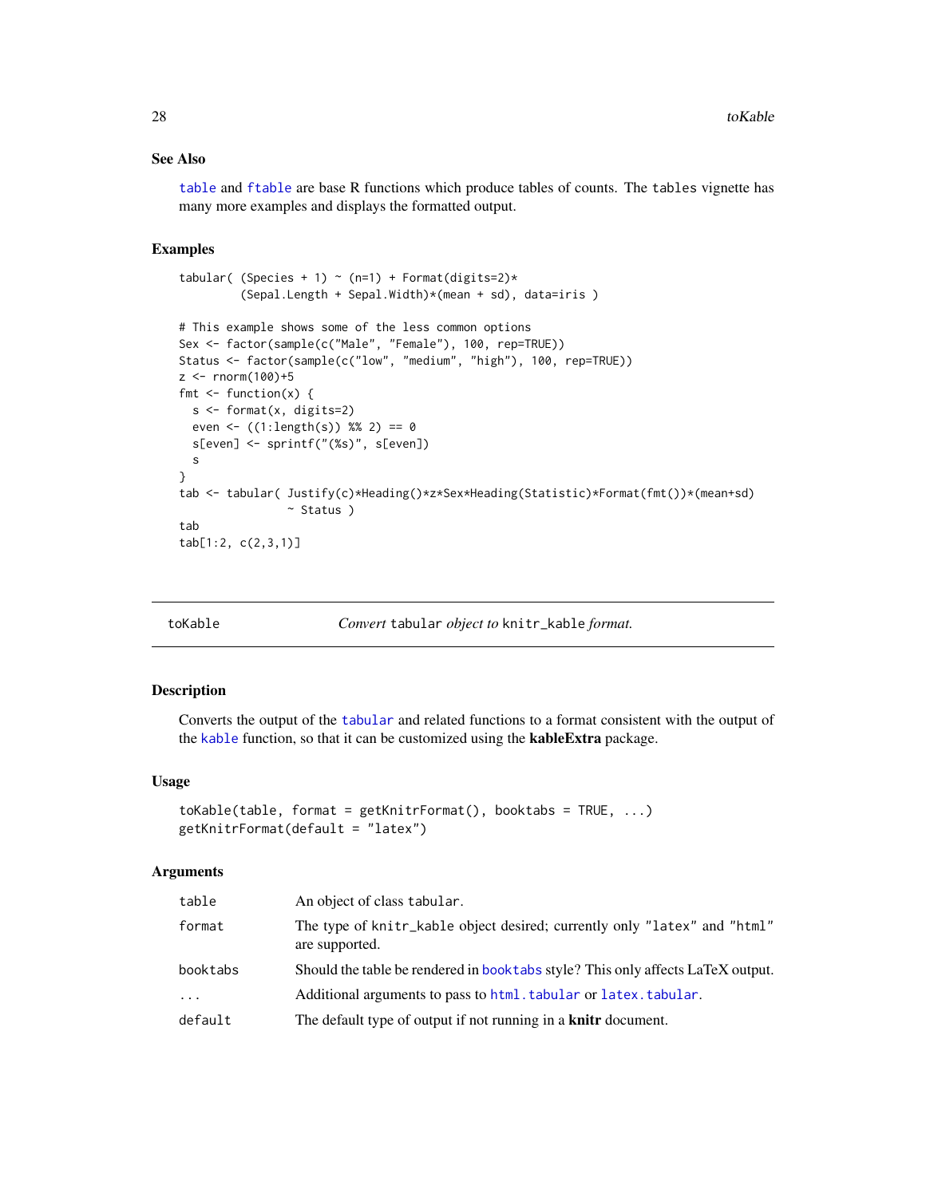## See Also

`table` and `ftable` are base R functions which produce tables of counts. The `tables` vignette has many more examples and displays the formatted output.

## Examples

```
tabular( (Species + 1) ~ (n=1) + Format(digits=2)*
         (Sepal.Length + Sepal.Width)*(mean + sd), data=iris )

# This example shows some of the less common options
Sex <- factor(sample(c("Male", "Female"), 100, rep=TRUE))
Status <- factor(sample(c("low", "medium", "high"), 100, rep=TRUE))
z <- rnorm(100)+5
fmt <- function(x) {
  s <- format(x, digits=2)
  even <- ((1:length(s)) %% 2) == 0
  s[even] <- sprintf("(%s)", s[even])
  s
}
tab <- tabular( Justify(c)*Heading()*z*Sex*Heading(Statistic)*Format(fmt())*(mean+sd)
                ~ Status )
tab
tab[1:2, c(2,3,1)]
```

---

# toKable — *Convert* `tabular` *object to* `knitr_kable` *format.*

## Description

Converts the output of the `tabular` and related functions to a format consistent with the output of the `kable` function, so that it can be customized using the **kableExtra** package.

## Usage

```
toKable(table, format = getKnitrFormat(), booktabs = TRUE, ...)
getKnitrFormat(default = "latex")
```

## Arguments

| | |
|---|---|
| `table` | An object of class `tabular`. |
| `format` | The type of `knitr_kable` object desired; currently only `"latex"` and `"html"` are supported. |
| `booktabs` | Should the table be rendered in `booktabs` style? This only affects LaTeX output. |
| `...` | Additional arguments to pass to `html.tabular` or `latex.tabular`. |
| `default` | The default type of output if not running in a **knitr** document. |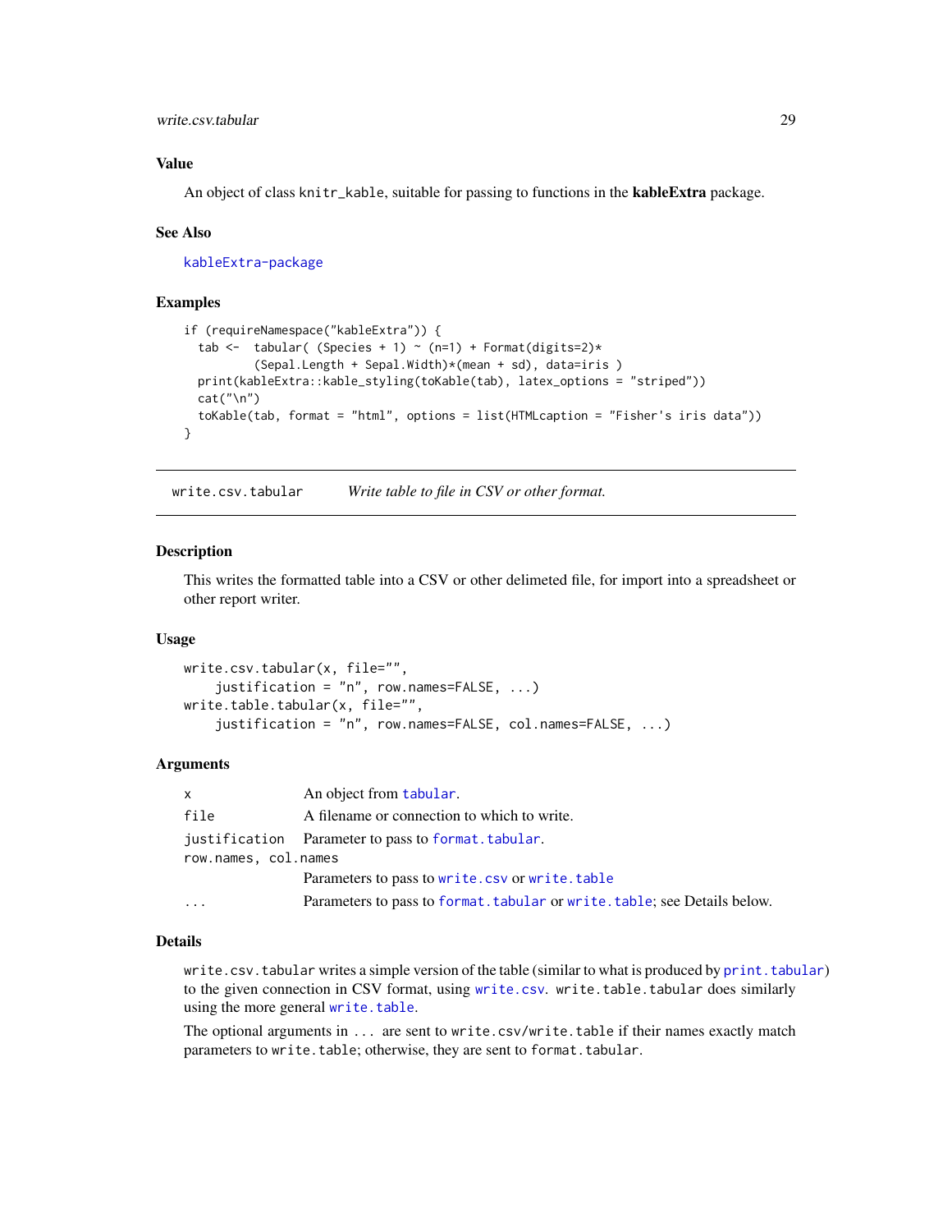### Value

An object of class `knitr_kable`, suitable for passing to functions in the **kableExtra** package.

### See Also

`kableExtra-package`

### Examples

```
if (requireNamespace("kableExtra")) {
  tab <-  tabular( (Species + 1) ~ (n=1) + Format(digits=2)*
         (Sepal.Length + Sepal.Width)*(mean + sd), data=iris )
  print(kableExtra::kable_styling(toKable(tab), latex_options = "striped"))
  cat("\n")
  toKable(tab, format = "html", options = list(HTMLcaption = "Fisher's iris data"))
}
```

---

## write.csv.tabular — *Write table to file in CSV or other format.*

### Description

This writes the formatted table into a CSV or other delimited file, for import into a spreadsheet or other report writer.

### Usage

```
write.csv.tabular(x, file="",
    justification = "n", row.names=FALSE, ...)
write.table.tabular(x, file="",
    justification = "n", row.names=FALSE, col.names=FALSE, ...)
```

### Arguments

| | |
|---|---|
| `x` | An object from `tabular`. |
| `file` | A filename or connection to which to write. |
| `justification` | Parameter to pass to `format.tabular`. |
| `row.names, col.names` | Parameters to pass to `write.csv` or `write.table` |
| `...` | Parameters to pass to `format.tabular` or `write.table`; see Details below. |

### Details

`write.csv.tabular` writes a simple version of the table (similar to what is produced by `print.tabular`) to the given connection in CSV format, using `write.csv`. `write.table.tabular` does similarly using the more general `write.table`.

The optional arguments in `...` are sent to `write.csv`/`write.table` if their names exactly match parameters to `write.table`; otherwise, they are sent to `format.tabular`.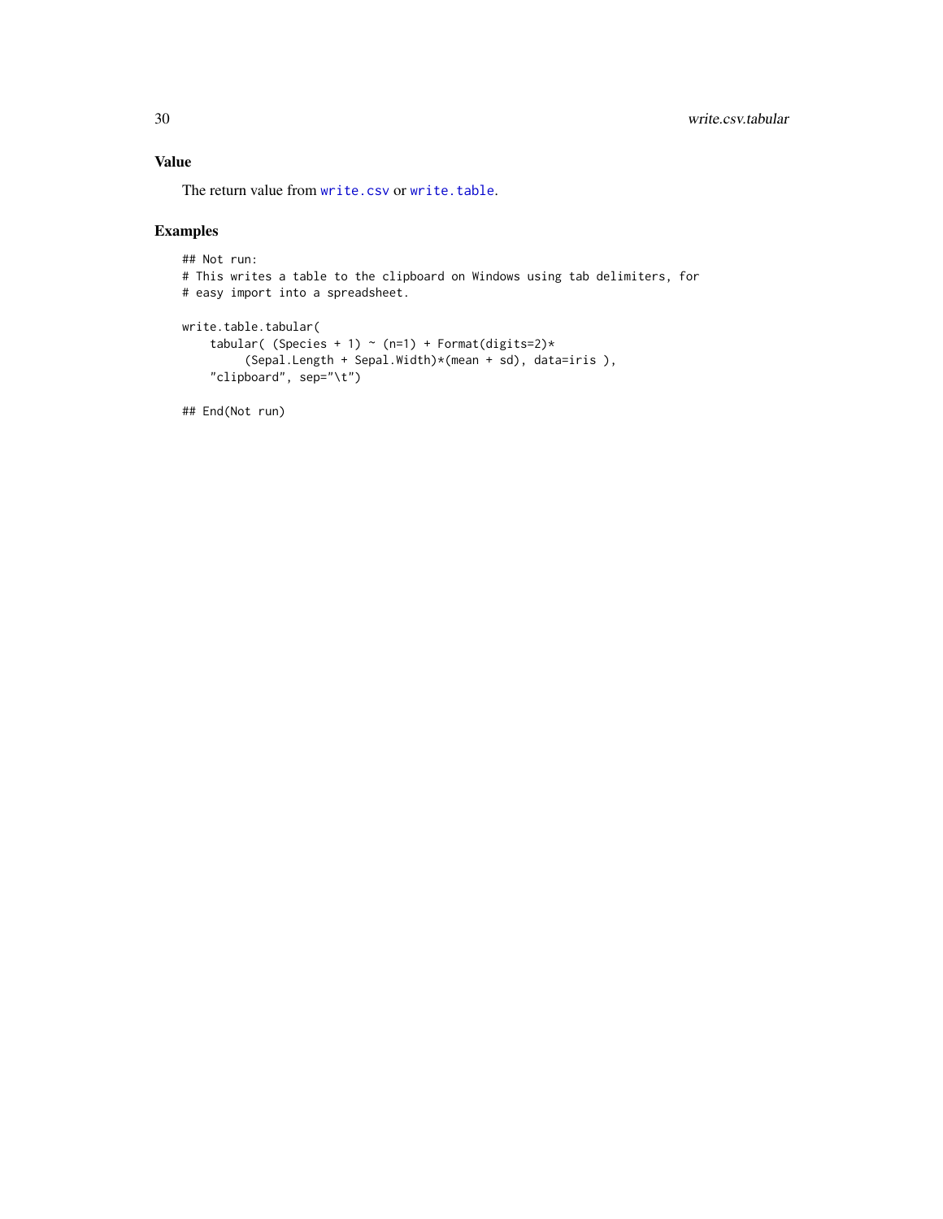## Value

The return value from `write.csv` or `write.table`.

## Examples

```
## Not run:
# This writes a table to the clipboard on Windows using tab delimiters, for
# easy import into a spreadsheet.

write.table.tabular(
    tabular( (Species + 1) ~ (n=1) + Format(digits=2)*
         (Sepal.Length + Sepal.Width)*(mean + sd), data=iris ),
    "clipboard", sep="\t")

## End(Not run)
```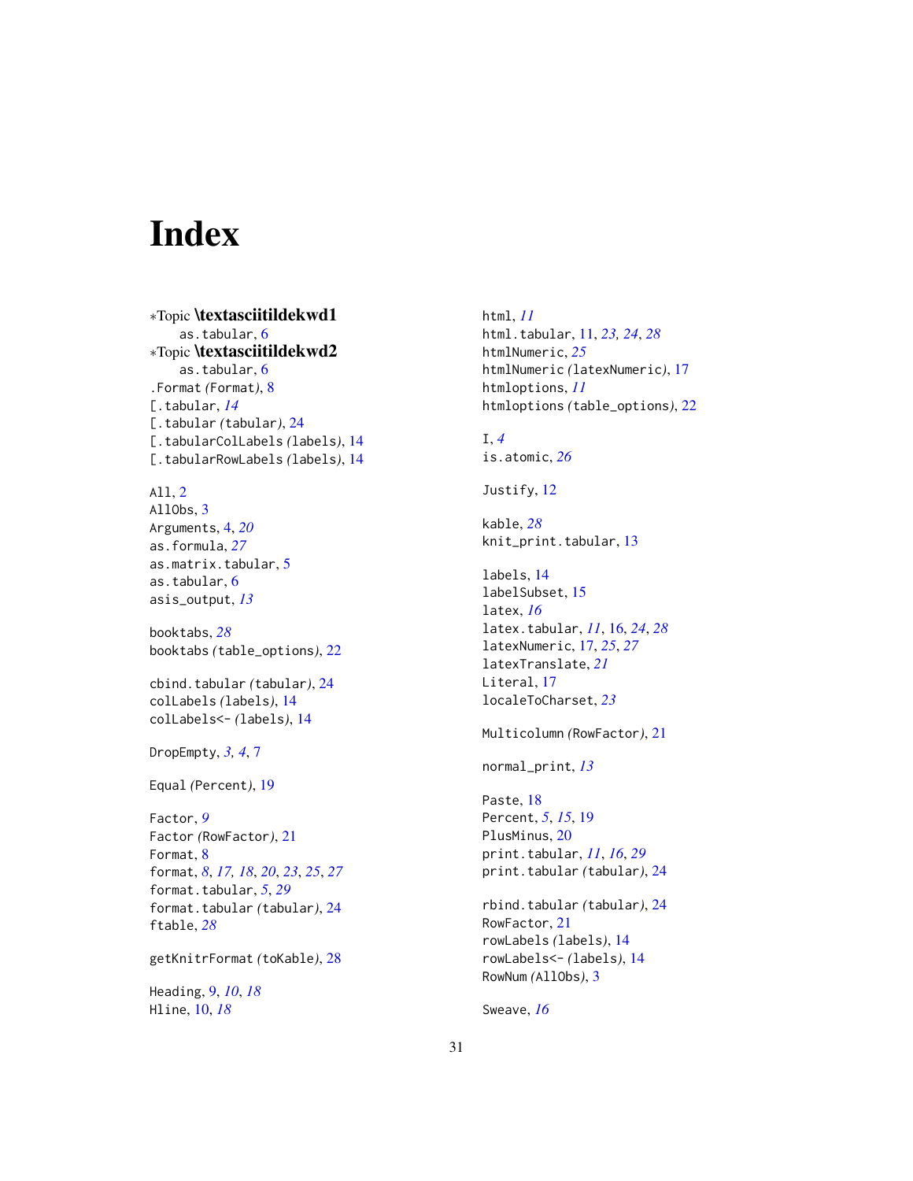# Index

*Topic **\textasciitildekwd1**
  as.tabular, 6
*Topic **\textasciitildekwd2**
  as.tabular, 6
.Format *(*Format*)*, 8
[.tabular, *14*
[.tabular *(*tabular*)*, 24
[.tabularColLabels *(*labels*)*, 14
[.tabularRowLabels *(*labels*)*, 14

All, 2
AllObs, 3
Arguments, 4, *20*
as.formula, *27*
as.matrix.tabular, 5
as.tabular, 6
asis_output, *13*

booktabs, *28*
booktabs *(*table_options*)*, 22

cbind.tabular *(*tabular*)*, 24
colLabels *(*labels*)*, 14
colLabels<- *(*labels*)*, 14

DropEmpty, *3, 4*, 7

Equal *(*Percent*)*, 19

Factor, *9*
Factor *(*RowFactor*)*, 21
Format, 8
format, *8*, *17, 18*, *20*, *23*, *25*, *27*
format.tabular, *5*, *29*
format.tabular *(*tabular*)*, 24
ftable, *28*

getKnitrFormat *(*toKable*)*, 28

Heading, 9, *10*, *18*
Hline, 10, *18*

html, *11*
html.tabular, 11, *23, 24*, *28*
htmlNumeric, *25*
htmlNumeric *(*latexNumeric*)*, 17
htmloptions, *11*
htmloptions *(*table_options*)*, 22

I, *4*
is.atomic, *26*

Justify, 12

kable, *28*
knit_print.tabular, 13

labels, 14
labelSubset, 15
latex, *16*
latex.tabular, *11*, 16, *24*, *28*
latexNumeric, 17, *25*, *27*
latexTranslate, *21*
Literal, 17
localeToCharset, *23*

Multicolumn *(*RowFactor*)*, 21

normal_print, *13*

Paste, 18
Percent, *5*, *15*, 19
PlusMinus, 20
print.tabular, *11*, *16*, *29*
print.tabular *(*tabular*)*, 24

rbind.tabular *(*tabular*)*, 24
RowFactor, 21
rowLabels *(*labels*)*, 14
rowLabels<- *(*labels*)*, 14
RowNum *(*AllObs*)*, 3

Sweave, *16*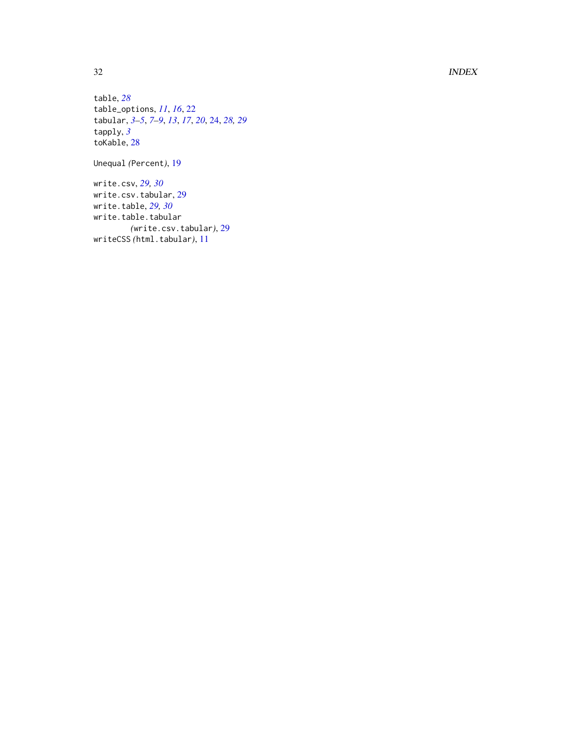table, *28*
table_options, *11*, *16*, 22
tabular, *3–5*, *7–9*, *13*, *17*, *20*, 24, *28, 29*
tapply, *3*
toKable, 28

Unequal *(*Percent*)*, 19

write.csv, *29, 30*
write.csv.tabular, 29
write.table, *29, 30*
write.table.tabular
    *(*write.csv.tabular*)*, 29
writeCSS *(*html.tabular*)*, 11